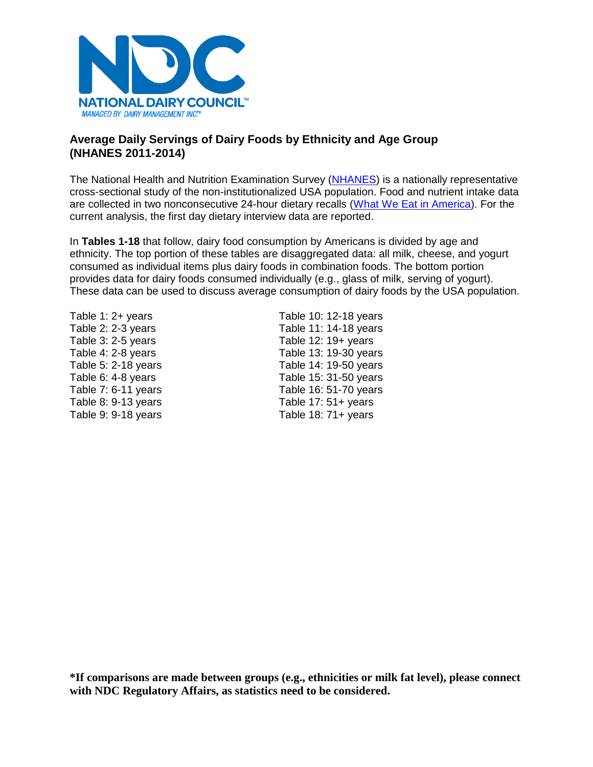NATIONAL DAIRY COUNCIL™

*MANAGED BY DAIRY MANAGEMENT INC.™*

## Average Daily Servings of Dairy Foods by Ethnicity and Age Group (NHANES 2011-2014)

The National Health and Nutrition Examination Survey (NHANES) is a nationally representative cross-sectional study of the non-institutionalized USA population. Food and nutrient intake data are collected in two nonconsecutive 24-hour dietary recalls (What We Eat in America). For the current analysis, the first day dietary interview data are reported.

In **Tables 1-18** that follow, dairy food consumption by Americans is divided by age and ethnicity. The top portion of these tables are disaggregated data: all milk, cheese, and yogurt consumed as individual items plus dairy foods in combination foods. The bottom portion provides data for dairy foods consumed individually (e.g., glass of milk, serving of yogurt). These data can be used to discuss average consumption of dairy foods by the USA population.

- Table 1: 2+ years
- Table 2: 2-3 years
- Table 3: 2-5 years
- Table 4: 2-8 years
- Table 5: 2-18 years
- Table 6: 4-8 years
- Table 7: 6-11 years
- Table 8: 9-13 years
- Table 9: 9-18 years
- Table 10: 12-18 years
- Table 11: 14-18 years
- Table 12: 19+ years
- Table 13: 19-30 years
- Table 14: 19-50 years
- Table 15: 31-50 years
- Table 16: 51-70 years
- Table 17: 51+ years
- Table 18: 71+ years

**\*If comparisons are made between groups (e.g., ethnicities or milk fat level), please connect with NDC Regulatory Affairs, as statistics need to be considered.**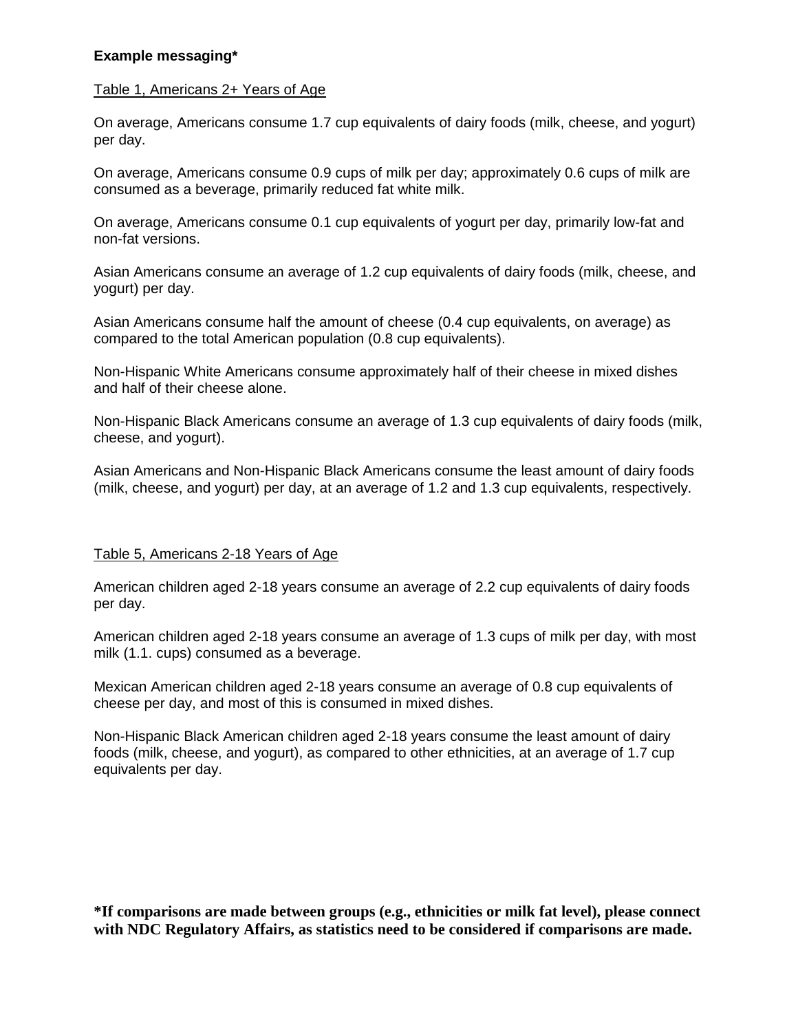**Example messaging***

Table 1, Americans 2+ Years of Age

On average, Americans consume 1.7 cup equivalents of dairy foods (milk, cheese, and yogurt) per day.

On average, Americans consume 0.9 cups of milk per day; approximately 0.6 cups of milk are consumed as a beverage, primarily reduced fat white milk.

On average, Americans consume 0.1 cup equivalents of yogurt per day, primarily low-fat and non-fat versions.

Asian Americans consume an average of 1.2 cup equivalents of dairy foods (milk, cheese, and yogurt) per day.

Asian Americans consume half the amount of cheese (0.4 cup equivalents, on average) as compared to the total American population (0.8 cup equivalents).

Non-Hispanic White Americans consume approximately half of their cheese in mixed dishes and half of their cheese alone.

Non-Hispanic Black Americans consume an average of 1.3 cup equivalents of dairy foods (milk, cheese, and yogurt).

Asian Americans and Non-Hispanic Black Americans consume the least amount of dairy foods (milk, cheese, and yogurt) per day, at an average of 1.2 and 1.3 cup equivalents, respectively.

Table 5, Americans 2-18 Years of Age

American children aged 2-18 years consume an average of 2.2 cup equivalents of dairy foods per day.

American children aged 2-18 years consume an average of 1.3 cups of milk per day, with most milk (1.1. cups) consumed as a beverage.

Mexican American children aged 2-18 years consume an average of 0.8 cup equivalents of cheese per day, and most of this is consumed in mixed dishes.

Non-Hispanic Black American children aged 2-18 years consume the least amount of dairy foods (milk, cheese, and yogurt), as compared to other ethnicities, at an average of 1.7 cup equivalents per day.

**\*If comparisons are made between groups (e.g., ethnicities or milk fat level), please connect with NDC Regulatory Affairs, as statistics need to be considered if comparisons are made.**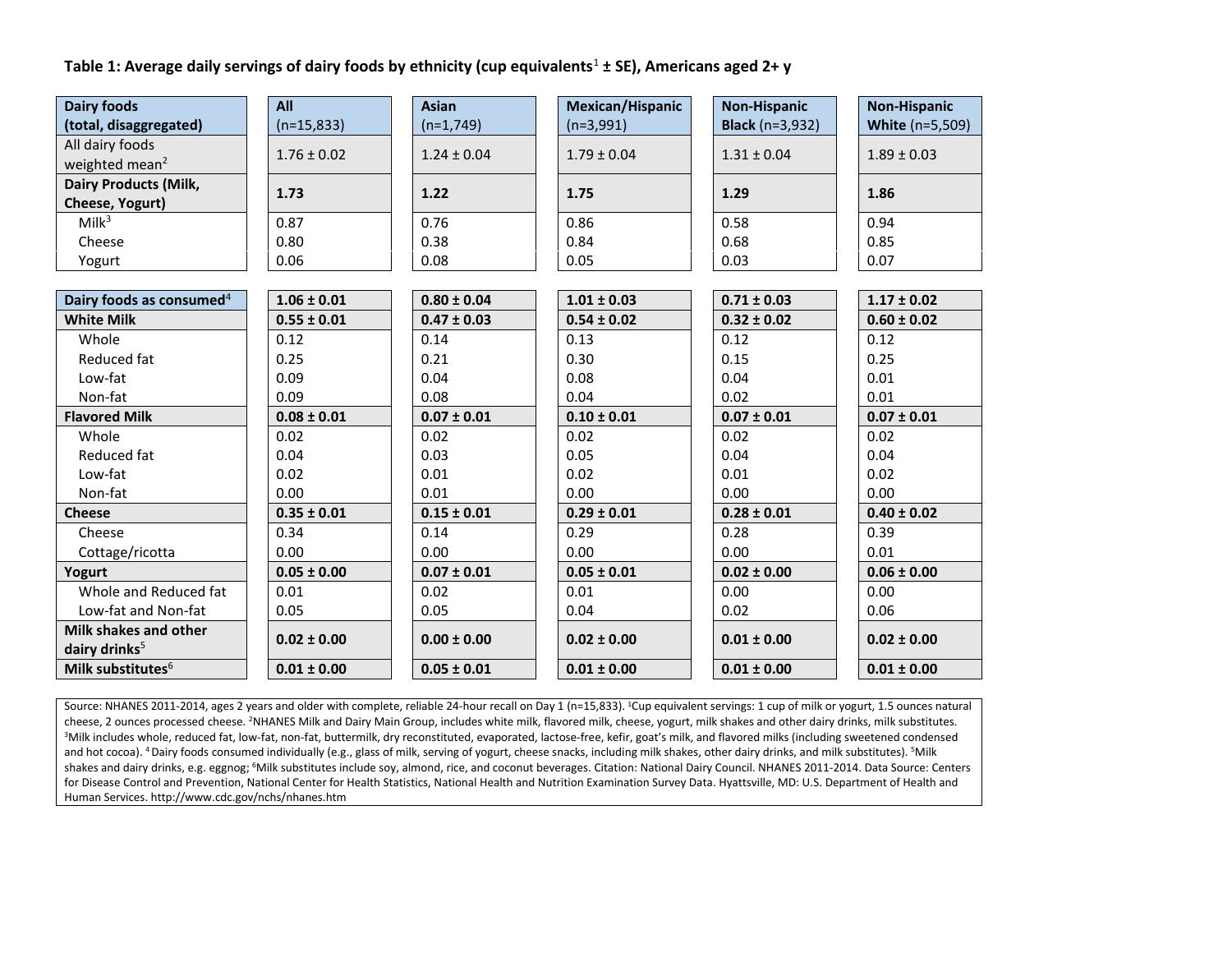**Table 1: Average daily servings of dairy foods by ethnicity (cup equivalents[1] ± SE), Americans aged 2+ y**

| Dairy foods (total, disaggregated) | All (n=15,833) | Asian (n=1,749) | Mexican/Hispanic (n=3,991) | Non-Hispanic Black (n=3,932) | Non-Hispanic White (n=5,509) |
|---|---|---|---|---|---|
| All dairy foods weighted mean[2] | 1.76 ± 0.02 | 1.24 ± 0.04 | 1.79 ± 0.04 | 1.31 ± 0.04 | 1.89 ± 0.03 |
| **Dairy Products (Milk, Cheese, Yogurt)** | **1.73** | **1.22** | **1.75** | **1.29** | **1.86** |
| Milk[3] | 0.87 | 0.76 | 0.86 | 0.58 | 0.94 |
| Cheese | 0.80 | 0.38 | 0.84 | 0.68 | 0.85 |
| Yogurt | 0.06 | 0.08 | 0.05 | 0.03 | 0.07 |
| **Dairy foods as consumed[4]** | **1.06 ± 0.01** | **0.80 ± 0.04** | **1.01 ± 0.03** | **0.71 ± 0.03** | **1.17 ± 0.02** |
| **White Milk** | **0.55 ± 0.01** | **0.47 ± 0.03** | **0.54 ± 0.02** | **0.32 ± 0.02** | **0.60 ± 0.02** |
| Whole | 0.12 | 0.14 | 0.13 | 0.12 | 0.12 |
| Reduced fat | 0.25 | 0.21 | 0.30 | 0.15 | 0.25 |
| Low-fat | 0.09 | 0.04 | 0.08 | 0.04 | 0.01 |
| Non-fat | 0.09 | 0.08 | 0.04 | 0.02 | 0.01 |
| **Flavored Milk** | **0.08 ± 0.01** | **0.07 ± 0.01** | **0.10 ± 0.01** | **0.07 ± 0.01** | **0.07 ± 0.01** |
| Whole | 0.02 | 0.02 | 0.02 | 0.02 | 0.02 |
| Reduced fat | 0.04 | 0.03 | 0.05 | 0.04 | 0.04 |
| Low-fat | 0.02 | 0.01 | 0.02 | 0.01 | 0.02 |
| Non-fat | 0.00 | 0.01 | 0.00 | 0.00 | 0.00 |
| **Cheese** | **0.35 ± 0.01** | **0.15 ± 0.01** | **0.29 ± 0.01** | **0.28 ± 0.01** | **0.40 ± 0.02** |
| Cheese | 0.34 | 0.14 | 0.29 | 0.28 | 0.39 |
| Cottage/ricotta | 0.00 | 0.00 | 0.00 | 0.00 | 0.01 |
| **Yogurt** | **0.05 ± 0.00** | **0.07 ± 0.01** | **0.05 ± 0.01** | **0.02 ± 0.00** | **0.06 ± 0.00** |
| Whole and Reduced fat | 0.01 | 0.02 | 0.01 | 0.00 | 0.00 |
| Low-fat and Non-fat | 0.05 | 0.05 | 0.04 | 0.02 | 0.06 |
| **Milk shakes and other dairy drinks[5]** | **0.02 ± 0.00** | **0.00 ± 0.00** | **0.02 ± 0.00** | **0.01 ± 0.00** | **0.02 ± 0.00** |
| **Milk substitutes[6]** | **0.01 ± 0.00** | **0.05 ± 0.01** | **0.01 ± 0.00** | **0.01 ± 0.00** | **0.01 ± 0.00** |

Source: NHANES 2011-2014, ages 2 years and older with complete, reliable 24-hour recall on Day 1 (n=15,833). [1]Cup equivalent servings: 1 cup of milk or yogurt, 1.5 ounces natural cheese, 2 ounces processed cheese. [2]NHANES Milk and Dairy Main Group, includes white milk, flavored milk, cheese, yogurt, milk shakes and other dairy drinks, milk substitutes. [3]Milk includes whole, reduced fat, low-fat, non-fat, buttermilk, dry reconstituted, evaporated, lactose-free, kefir, goat's milk, and flavored milks (including sweetened condensed and hot cocoa). [4] Dairy foods consumed individually (e.g., glass of milk, serving of yogurt, cheese snacks, including milk shakes, other dairy drinks, and milk substitutes). [5]Milk shakes and dairy drinks, e.g. eggnog; [6]Milk substitutes include soy, almond, rice, and coconut beverages. Citation: National Dairy Council. NHANES 2011-2014. Data Source: Centers for Disease Control and Prevention, National Center for Health Statistics, National Health and Nutrition Examination Survey Data. Hyattsville, MD: U.S. Department of Health and Human Services. http://www.cdc.gov/nchs/nhanes.htm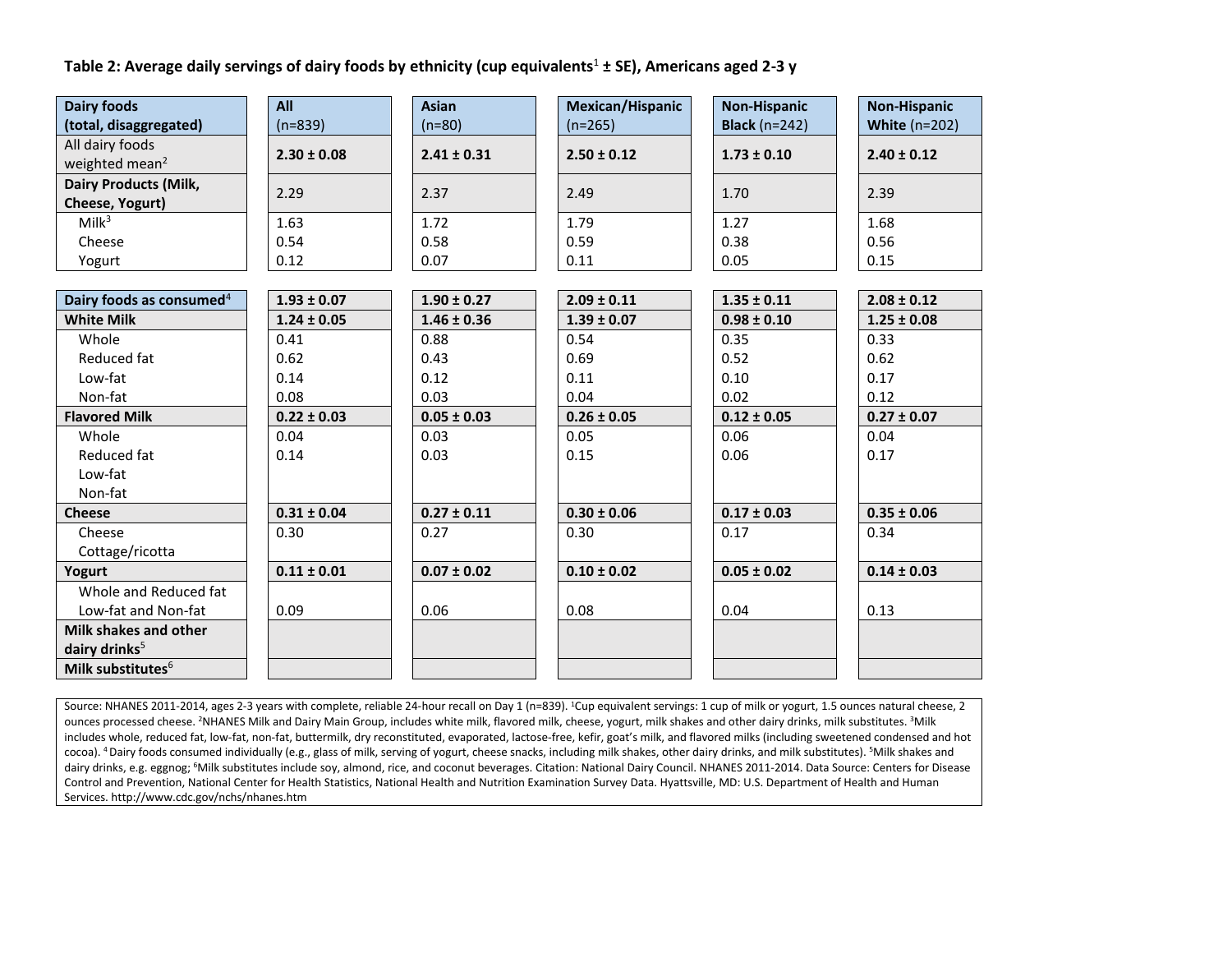**Table 2: Average daily servings of dairy foods by ethnicity (cup equivalents[1] ± SE), Americans aged 2-3 y**

| Dairy foods (total, disaggregated) | All (n=839) | Asian (n=80) | Mexican/Hispanic (n=265) | Non-Hispanic Black (n=242) | Non-Hispanic White (n=202) |
|---|---|---|---|---|---|
| All dairy foods weighted mean[2] | **2.30 ± 0.08** | **2.41 ± 0.31** | **2.50 ± 0.12** | **1.73 ± 0.10** | **2.40 ± 0.12** |
| **Dairy Products (Milk, Cheese, Yogurt)** | 2.29 | 2.37 | 2.49 | 1.70 | 2.39 |
| Milk[3] | 1.63 | 1.72 | 1.79 | 1.27 | 1.68 |
| Cheese | 0.54 | 0.58 | 0.59 | 0.38 | 0.56 |
| Yogurt | 0.12 | 0.07 | 0.11 | 0.05 | 0.15 |
| **Dairy foods as consumed[4]** | **1.93 ± 0.07** | **1.90 ± 0.27** | **2.09 ± 0.11** | **1.35 ± 0.11** | **2.08 ± 0.12** |
| **White Milk** | **1.24 ± 0.05** | **1.46 ± 0.36** | **1.39 ± 0.07** | **0.98 ± 0.10** | **1.25 ± 0.08** |
| Whole | 0.41 | 0.88 | 0.54 | 0.35 | 0.33 |
| Reduced fat | 0.62 | 0.43 | 0.69 | 0.52 | 0.62 |
| Low-fat | 0.14 | 0.12 | 0.11 | 0.10 | 0.17 |
| Non-fat | 0.08 | 0.03 | 0.04 | 0.02 | 0.12 |
| **Flavored Milk** | **0.22 ± 0.03** | **0.05 ± 0.03** | **0.26 ± 0.05** | **0.12 ± 0.05** | **0.27 ± 0.07** |
| Whole | 0.04 | 0.03 | 0.05 | 0.06 | 0.04 |
| Reduced fat | 0.14 | 0.03 | 0.15 | 0.06 | 0.17 |
| Low-fat | | | | | |
| Non-fat | | | | | |
| **Cheese** | **0.31 ± 0.04** | **0.27 ± 0.11** | **0.30 ± 0.06** | **0.17 ± 0.03** | **0.35 ± 0.06** |
| Cheese | 0.30 | 0.27 | 0.30 | 0.17 | 0.34 |
| Cottage/ricotta | | | | | |
| **Yogurt** | **0.11 ± 0.01** | **0.07 ± 0.02** | **0.10 ± 0.02** | **0.05 ± 0.02** | **0.14 ± 0.03** |
| Whole and Reduced fat | | | | | |
| Low-fat and Non-fat | 0.09 | 0.06 | 0.08 | 0.04 | 0.13 |
| **Milk shakes and other dairy drinks[5]** | | | | | |
| **Milk substitutes[6]** | | | | | |

Source: NHANES 2011-2014, ages 2-3 years with complete, reliable 24-hour recall on Day 1 (n=839). [1]Cup equivalent servings: 1 cup of milk or yogurt, 1.5 ounces natural cheese, 2 ounces processed cheese. [2]NHANES Milk and Dairy Main Group, includes white milk, flavored milk, cheese, yogurt, milk shakes and other dairy drinks, milk substitutes. [3]Milk includes whole, reduced fat, low-fat, non-fat, buttermilk, dry reconstituted, evaporated, lactose-free, kefir, goat's milk, and flavored milks (including sweetened condensed and hot cocoa). [4] Dairy foods consumed individually (e.g., glass of milk, serving of yogurt, cheese snacks, including milk shakes, other dairy drinks, and milk substitutes). [5]Milk shakes and dairy drinks, e.g. eggnog; [6]Milk substitutes include soy, almond, rice, and coconut beverages. Citation: National Dairy Council. NHANES 2011-2014. Data Source: Centers for Disease Control and Prevention, National Center for Health Statistics, National Health and Nutrition Examination Survey Data. Hyattsville, MD: U.S. Department of Health and Human Services. http://www.cdc.gov/nchs/nhanes.htm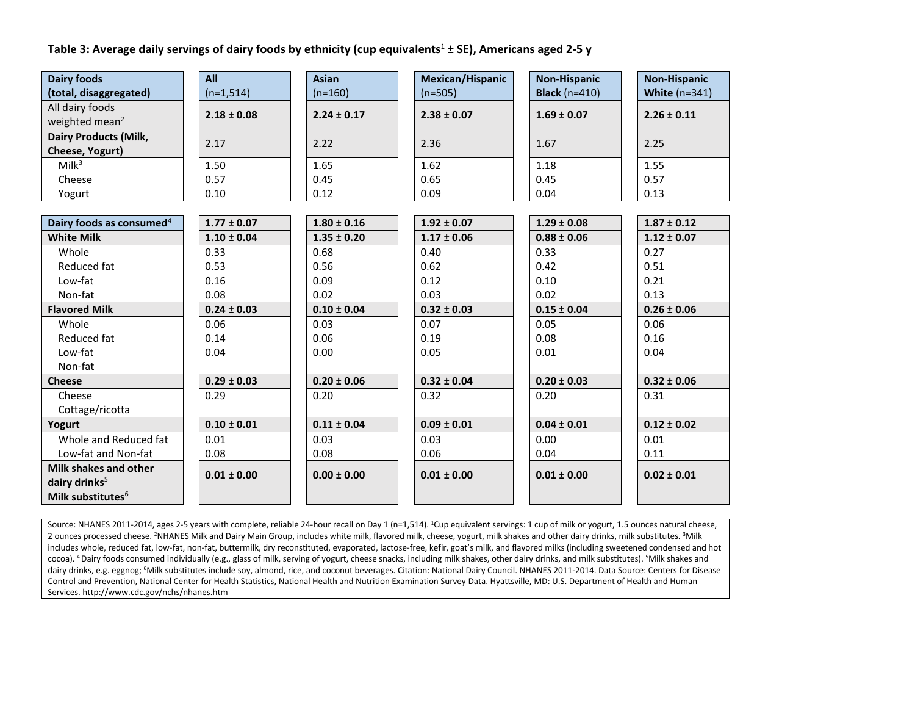**Table 3: Average daily servings of dairy foods by ethnicity (cup equivalents[1] ± SE), Americans aged 2-5 y**

| Dairy foods (total, disaggregated) | All (n=1,514) | Asian (n=160) | Mexican/Hispanic (n=505) | Non-Hispanic Black (n=410) | Non-Hispanic White (n=341) |
|---|---|---|---|---|---|
| All dairy foods weighted mean[2] | **2.18 ± 0.08** | **2.24 ± 0.17** | **2.38 ± 0.07** | **1.69 ± 0.07** | **2.26 ± 0.11** |
| **Dairy Products (Milk, Cheese, Yogurt)** | 2.17 | 2.22 | 2.36 | 1.67 | 2.25 |
| Milk[3] | 1.50 | 1.65 | 1.62 | 1.18 | 1.55 |
| Cheese | 0.57 | 0.45 | 0.65 | 0.45 | 0.57 |
| Yogurt | 0.10 | 0.12 | 0.09 | 0.04 | 0.13 |
| **Dairy foods as consumed**[4] | **1.77 ± 0.07** | **1.80 ± 0.16** | **1.92 ± 0.07** | **1.29 ± 0.08** | **1.87 ± 0.12** |
| **White Milk** | **1.10 ± 0.04** | **1.35 ± 0.20** | **1.17 ± 0.06** | **0.88 ± 0.06** | **1.12 ± 0.07** |
| Whole | 0.33 | 0.68 | 0.40 | 0.33 | 0.27 |
| Reduced fat | 0.53 | 0.56 | 0.62 | 0.42 | 0.51 |
| Low-fat | 0.16 | 0.09 | 0.12 | 0.10 | 0.21 |
| Non-fat | 0.08 | 0.02 | 0.03 | 0.02 | 0.13 |
| **Flavored Milk** | **0.24 ± 0.03** | **0.10 ± 0.04** | **0.32 ± 0.03** | **0.15 ± 0.04** | **0.26 ± 0.06** |
| Whole | 0.06 | 0.03 | 0.07 | 0.05 | 0.06 |
| Reduced fat | 0.14 | 0.06 | 0.19 | 0.08 | 0.16 |
| Low-fat | 0.04 | 0.00 | 0.05 | 0.01 | 0.04 |
| Non-fat | | | | | |
| **Cheese** | **0.29 ± 0.03** | **0.20 ± 0.06** | **0.32 ± 0.04** | **0.20 ± 0.03** | **0.32 ± 0.06** |
| Cheese | 0.29 | 0.20 | 0.32 | 0.20 | 0.31 |
| Cottage/ricotta | | | | | |
| **Yogurt** | **0.10 ± 0.01** | **0.11 ± 0.04** | **0.09 ± 0.01** | **0.04 ± 0.01** | **0.12 ± 0.02** |
| Whole and Reduced fat | 0.01 | 0.03 | 0.03 | 0.00 | 0.01 |
| Low-fat and Non-fat | 0.08 | 0.08 | 0.06 | 0.04 | 0.11 |
| **Milk shakes and other dairy drinks**[5] | **0.01 ± 0.00** | **0.00 ± 0.00** | **0.01 ± 0.00** | **0.01 ± 0.00** | **0.02 ± 0.01** |
| **Milk substitutes**[6] | | | | | |

Source: NHANES 2011-2014, ages 2-5 years with complete, reliable 24-hour recall on Day 1 (n=1,514). [1]Cup equivalent servings: 1 cup of milk or yogurt, 1.5 ounces natural cheese, 2 ounces processed cheese. [2]NHANES Milk and Dairy Main Group, includes white milk, flavored milk, cheese, yogurt, milk shakes and other dairy drinks, milk substitutes. [3]Milk includes whole, reduced fat, low-fat, non-fat, buttermilk, dry reconstituted, evaporated, lactose-free, kefir, goat's milk, and flavored milks (including sweetened condensed and hot cocoa). [4] Dairy foods consumed individually (e.g., glass of milk, serving of yogurt, cheese snacks, including milk shakes, other dairy drinks, and milk substitutes). [5]Milk shakes and dairy drinks, e.g. eggnog; [6]Milk substitutes include soy, almond, rice, and coconut beverages. Citation: National Dairy Council. NHANES 2011-2014. Data Source: Centers for Disease Control and Prevention, National Center for Health Statistics, National Health and Nutrition Examination Survey Data. Hyattsville, MD: U.S. Department of Health and Human Services. http://www.cdc.gov/nchs/nhanes.htm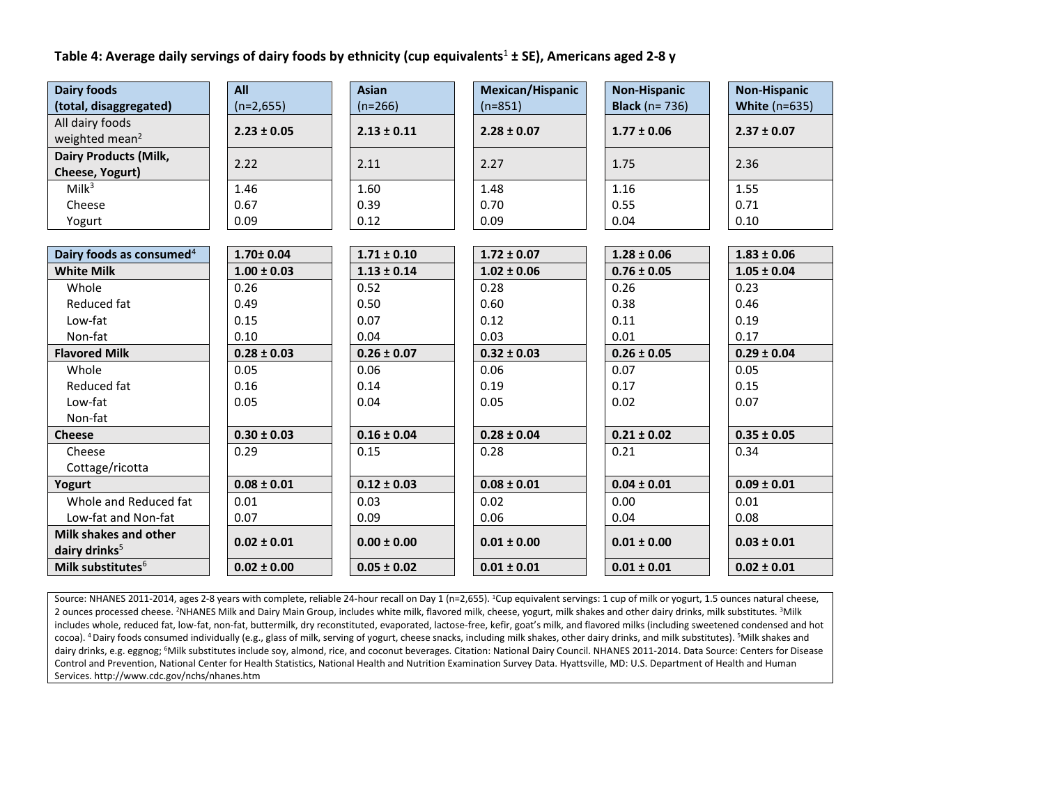**Table 4: Average daily servings of dairy foods by ethnicity (cup equivalents[1] ± SE), Americans aged 2-8 y**

| Dairy foods (total, disaggregated) | All (n=2,655) | Asian (n=266) | Mexican/Hispanic (n=851) | Non-Hispanic Black (n= 736) | Non-Hispanic White (n=635) |
|---|---|---|---|---|---|
| All dairy foods weighted mean[2] | **2.23 ± 0.05** | **2.13 ± 0.11** | **2.28 ± 0.07** | **1.77 ± 0.06** | **2.37 ± 0.07** |
| **Dairy Products (Milk, Cheese, Yogurt)** | 2.22 | 2.11 | 2.27 | 1.75 | 2.36 |
| Milk[3] | 1.46 | 1.60 | 1.48 | 1.16 | 1.55 |
| Cheese | 0.67 | 0.39 | 0.70 | 0.55 | 0.71 |
| Yogurt | 0.09 | 0.12 | 0.09 | 0.04 | 0.10 |
| **Dairy foods as consumed**[4] | **1.70± 0.04** | **1.71 ± 0.10** | **1.72 ± 0.07** | **1.28 ± 0.06** | **1.83 ± 0.06** |
| **White Milk** | **1.00 ± 0.03** | **1.13 ± 0.14** | **1.02 ± 0.06** | **0.76 ± 0.05** | **1.05 ± 0.04** |
| Whole | 0.26 | 0.52 | 0.28 | 0.26 | 0.23 |
| Reduced fat | 0.49 | 0.50 | 0.60 | 0.38 | 0.46 |
| Low-fat | 0.15 | 0.07 | 0.12 | 0.11 | 0.19 |
| Non-fat | 0.10 | 0.04 | 0.03 | 0.01 | 0.17 |
| **Flavored Milk** | **0.28 ± 0.03** | **0.26 ± 0.07** | **0.32 ± 0.03** | **0.26 ± 0.05** | **0.29 ± 0.04** |
| Whole | 0.05 | 0.06 | 0.06 | 0.07 | 0.05 |
| Reduced fat | 0.16 | 0.14 | 0.19 | 0.17 | 0.15 |
| Low-fat | 0.05 | 0.04 | 0.05 | 0.02 | 0.07 |
| Non-fat | | | | | |
| **Cheese** | **0.30 ± 0.03** | **0.16 ± 0.04** | **0.28 ± 0.04** | **0.21 ± 0.02** | **0.35 ± 0.05** |
| Cheese | 0.29 | 0.15 | 0.28 | 0.21 | 0.34 |
| Cottage/ricotta | | | | | |
| **Yogurt** | **0.08 ± 0.01** | **0.12 ± 0.03** | **0.08 ± 0.01** | **0.04 ± 0.01** | **0.09 ± 0.01** |
| Whole and Reduced fat | 0.01 | 0.03 | 0.02 | 0.00 | 0.01 |
| Low-fat and Non-fat | 0.07 | 0.09 | 0.06 | 0.04 | 0.08 |
| **Milk shakes and other dairy drinks**[5] | **0.02 ± 0.01** | **0.00 ± 0.00** | **0.01 ± 0.00** | **0.01 ± 0.00** | **0.03 ± 0.01** |
| **Milk substitutes**[6] | **0.02 ± 0.00** | **0.05 ± 0.02** | **0.01 ± 0.01** | **0.01 ± 0.01** | **0.02 ± 0.01** |

Source: NHANES 2011-2014, ages 2-8 years with complete, reliable 24-hour recall on Day 1 (n=2,655). [1]Cup equivalent servings: 1 cup of milk or yogurt, 1.5 ounces natural cheese, 2 ounces processed cheese. [2]NHANES Milk and Dairy Main Group, includes white milk, flavored milk, cheese, yogurt, milk shakes and other dairy drinks, milk substitutes. [3]Milk includes whole, reduced fat, low-fat, non-fat, buttermilk, dry reconstituted, evaporated, lactose-free, kefir, goat's milk, and flavored milks (including sweetened condensed and hot cocoa). [4]Dairy foods consumed individually (e.g., glass of milk, serving of yogurt, cheese snacks, including milk shakes, other dairy drinks, and milk substitutes). [5]Milk shakes and dairy drinks, e.g. eggnog; [6]Milk substitutes include soy, almond, rice, and coconut beverages. Citation: National Dairy Council. NHANES 2011-2014. Data Source: Centers for Disease Control and Prevention, National Center for Health Statistics, National Health and Nutrition Examination Survey Data. Hyattsville, MD: U.S. Department of Health and Human Services. http://www.cdc.gov/nchs/nhanes.htm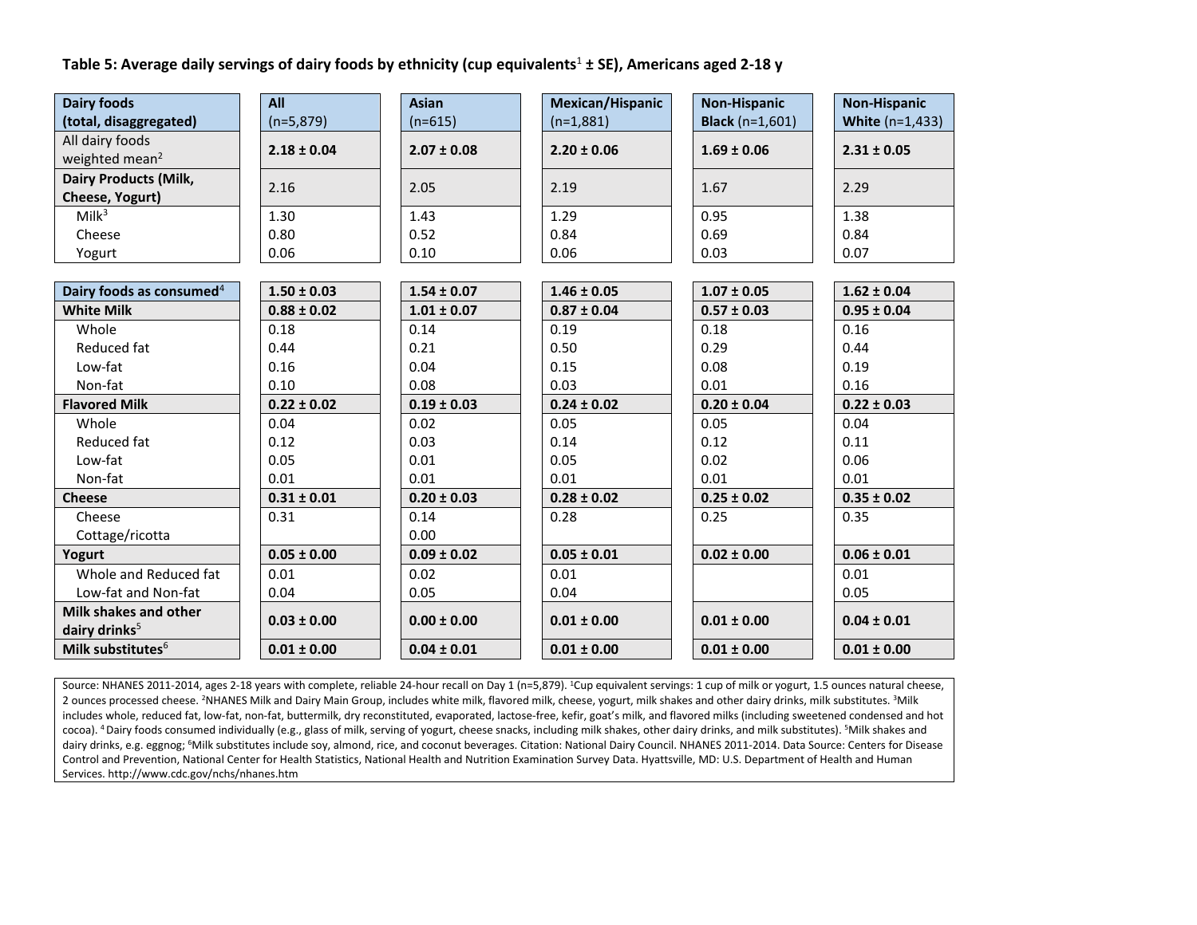**Table 5: Average daily servings of dairy foods by ethnicity (cup equivalents[1] ± SE), Americans aged 2-18 y**

| Dairy foods (total, disaggregated) | All (n=5,879) | Asian (n=615) | Mexican/Hispanic (n=1,881) | Non-Hispanic Black (n=1,601) | Non-Hispanic White (n=1,433) |
|---|---|---|---|---|---|
| All dairy foods weighted mean[2] | **2.18 ± 0.04** | **2.07 ± 0.08** | **2.20 ± 0.06** | **1.69 ± 0.06** | **2.31 ± 0.05** |
| **Dairy Products (Milk, Cheese, Yogurt)** | 2.16 | 2.05 | 2.19 | 1.67 | 2.29 |
| Milk[3] | 1.30 | 1.43 | 1.29 | 0.95 | 1.38 |
| Cheese | 0.80 | 0.52 | 0.84 | 0.69 | 0.84 |
| Yogurt | 0.06 | 0.10 | 0.06 | 0.03 | 0.07 |
| **Dairy foods as consumed**[4] | **1.50 ± 0.03** | **1.54 ± 0.07** | **1.46 ± 0.05** | **1.07 ± 0.05** | **1.62 ± 0.04** |
| **White Milk** | **0.88 ± 0.02** | **1.01 ± 0.07** | **0.87 ± 0.04** | **0.57 ± 0.03** | **0.95 ± 0.04** |
| Whole | 0.18 | 0.14 | 0.19 | 0.18 | 0.16 |
| Reduced fat | 0.44 | 0.21 | 0.50 | 0.29 | 0.44 |
| Low-fat | 0.16 | 0.04 | 0.15 | 0.08 | 0.19 |
| Non-fat | 0.10 | 0.08 | 0.03 | 0.01 | 0.16 |
| **Flavored Milk** | **0.22 ± 0.02** | **0.19 ± 0.03** | **0.24 ± 0.02** | **0.20 ± 0.04** | **0.22 ± 0.03** |
| Whole | 0.04 | 0.02 | 0.05 | 0.05 | 0.04 |
| Reduced fat | 0.12 | 0.03 | 0.14 | 0.12 | 0.11 |
| Low-fat | 0.05 | 0.01 | 0.05 | 0.02 | 0.06 |
| Non-fat | 0.01 | 0.01 | 0.01 | 0.01 | 0.01 |
| **Cheese** | **0.31 ± 0.01** | **0.20 ± 0.03** | **0.28 ± 0.02** | **0.25 ± 0.02** | **0.35 ± 0.02** |
| Cheese | 0.31 | 0.14 | 0.28 | 0.25 | 0.35 |
| Cottage/ricotta | | 0.00 | | | |
| **Yogurt** | **0.05 ± 0.00** | **0.09 ± 0.02** | **0.05 ± 0.01** | **0.02 ± 0.00** | **0.06 ± 0.01** |
| Whole and Reduced fat | 0.01 | 0.02 | 0.01 | | 0.01 |
| Low-fat and Non-fat | 0.04 | 0.05 | 0.04 | | 0.05 |
| **Milk shakes and other dairy drinks**[5] | **0.03 ± 0.00** | **0.00 ± 0.00** | **0.01 ± 0.00** | **0.01 ± 0.00** | **0.04 ± 0.01** |
| **Milk substitutes**[6] | **0.01 ± 0.00** | **0.04 ± 0.01** | **0.01 ± 0.00** | **0.01 ± 0.00** | **0.01 ± 0.00** |

Source: NHANES 2011-2014, ages 2-18 years with complete, reliable 24-hour recall on Day 1 (n=5,879). [1]Cup equivalent servings: 1 cup of milk or yogurt, 1.5 ounces natural cheese, 2 ounces processed cheese. [2]NHANES Milk and Dairy Main Group, includes white milk, flavored milk, cheese, yogurt, milk shakes and other dairy drinks, milk substitutes. [3]Milk includes whole, reduced fat, low-fat, non-fat, buttermilk, dry reconstituted, evaporated, lactose-free, kefir, goat's milk, and flavored milks (including sweetened condensed and hot cocoa). [4] Dairy foods consumed individually (e.g., glass of milk, serving of yogurt, cheese snacks, including milk shakes, other dairy drinks, and milk substitutes). [5]Milk shakes and dairy drinks, e.g. eggnog; [6]Milk substitutes include soy, almond, rice, and coconut beverages. Citation: National Dairy Council. NHANES 2011-2014. Data Source: Centers for Disease Control and Prevention, National Center for Health Statistics, National Health and Nutrition Examination Survey Data. Hyattsville, MD: U.S. Department of Health and Human Services. http://www.cdc.gov/nchs/nhanes.htm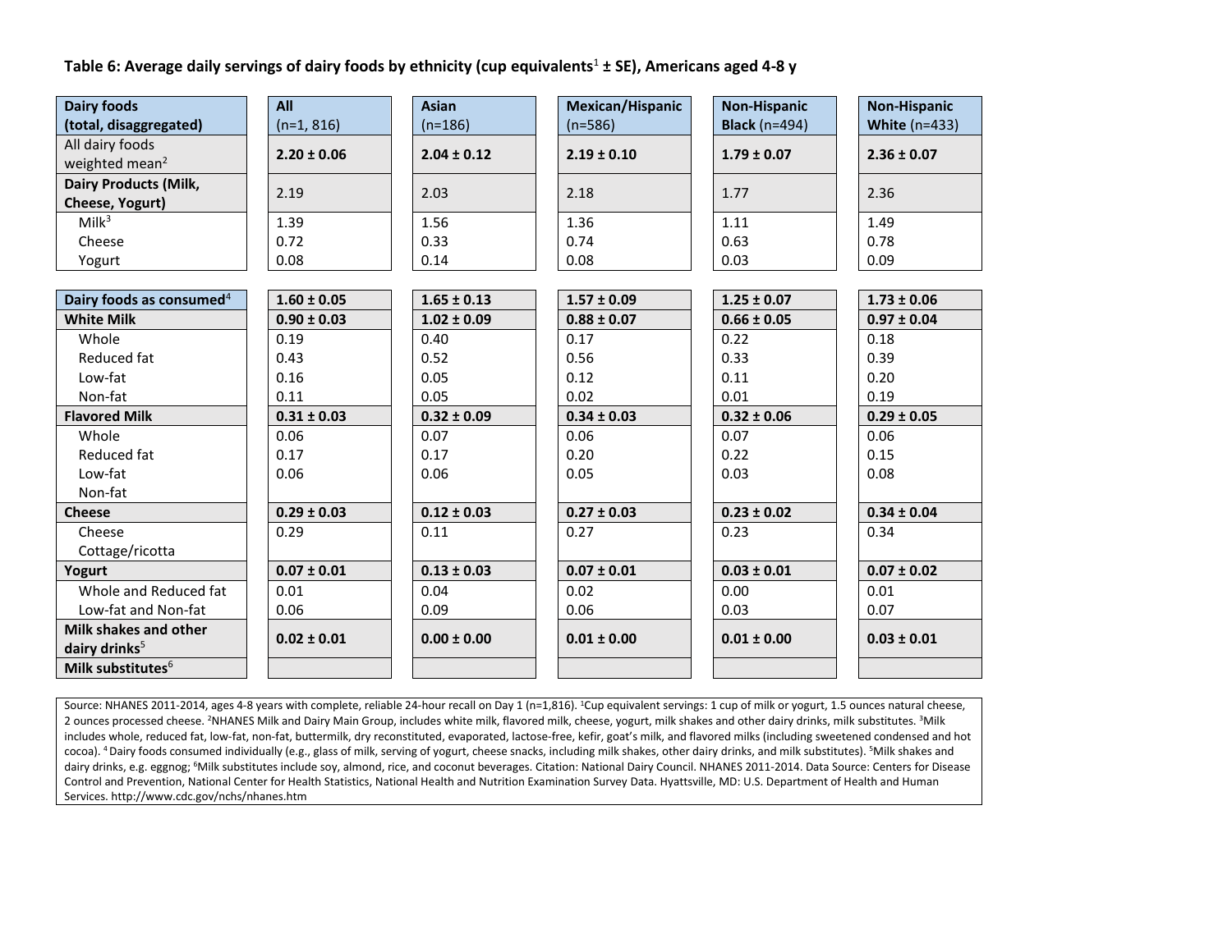**Table 6: Average daily servings of dairy foods by ethnicity (cup equivalents[1] ± SE), Americans aged 4-8 y**

| Dairy foods (total, disaggregated) | All (n=1, 816) | Asian (n=186) | Mexican/Hispanic (n=586) | Non-Hispanic Black (n=494) | Non-Hispanic White (n=433) |
|---|---|---|---|---|---|
| All dairy foods weighted mean[2] | **2.20 ± 0.06** | **2.04 ± 0.12** | **2.19 ± 0.10** | **1.79 ± 0.07** | **2.36 ± 0.07** |
| **Dairy Products (Milk, Cheese, Yogurt)** | 2.19 | 2.03 | 2.18 | 1.77 | 2.36 |
| Milk[3] | 1.39 | 1.56 | 1.36 | 1.11 | 1.49 |
| Cheese | 0.72 | 0.33 | 0.74 | 0.63 | 0.78 |
| Yogurt | 0.08 | 0.14 | 0.08 | 0.03 | 0.09 |
| **Dairy foods as consumed**[4] | **1.60 ± 0.05** | **1.65 ± 0.13** | **1.57 ± 0.09** | **1.25 ± 0.07** | **1.73 ± 0.06** |
| **White Milk** | **0.90 ± 0.03** | **1.02 ± 0.09** | **0.88 ± 0.07** | **0.66 ± 0.05** | **0.97 ± 0.04** |
| Whole | 0.19 | 0.40 | 0.17 | 0.22 | 0.18 |
| Reduced fat | 0.43 | 0.52 | 0.56 | 0.33 | 0.39 |
| Low-fat | 0.16 | 0.05 | 0.12 | 0.11 | 0.20 |
| Non-fat | 0.11 | 0.05 | 0.02 | 0.01 | 0.19 |
| **Flavored Milk** | **0.31 ± 0.03** | **0.32 ± 0.09** | **0.34 ± 0.03** | **0.32 ± 0.06** | **0.29 ± 0.05** |
| Whole | 0.06 | 0.07 | 0.06 | 0.07 | 0.06 |
| Reduced fat | 0.17 | 0.17 | 0.20 | 0.22 | 0.15 |
| Low-fat | 0.06 | 0.06 | 0.05 | 0.03 | 0.08 |
| Non-fat | | | | | |
| **Cheese** | **0.29 ± 0.03** | **0.12 ± 0.03** | **0.27 ± 0.03** | **0.23 ± 0.02** | **0.34 ± 0.04** |
| Cheese | 0.29 | 0.11 | 0.27 | 0.23 | 0.34 |
| Cottage/ricotta | | | | | |
| **Yogurt** | **0.07 ± 0.01** | **0.13 ± 0.03** | **0.07 ± 0.01** | **0.03 ± 0.01** | **0.07 ± 0.02** |
| Whole and Reduced fat | 0.01 | 0.04 | 0.02 | 0.00 | 0.01 |
| Low-fat and Non-fat | 0.06 | 0.09 | 0.06 | 0.03 | 0.07 |
| **Milk shakes and other dairy drinks**[5] | **0.02 ± 0.01** | **0.00 ± 0.00** | **0.01 ± 0.00** | **0.01 ± 0.00** | **0.03 ± 0.01** |
| **Milk substitutes**[6] | | | | | |

Source: NHANES 2011-2014, ages 4-8 years with complete, reliable 24-hour recall on Day 1 (n=1,816). [1]Cup equivalent servings: 1 cup of milk or yogurt, 1.5 ounces natural cheese, 2 ounces processed cheese. [2]NHANES Milk and Dairy Main Group, includes white milk, flavored milk, cheese, yogurt, milk shakes and other dairy drinks, milk substitutes. [3]Milk includes whole, reduced fat, low-fat, non-fat, buttermilk, dry reconstituted, evaporated, lactose-free, kefir, goat's milk, and flavored milks (including sweetened condensed and hot cocoa). [4]Dairy foods consumed individually (e.g., glass of milk, serving of yogurt, cheese snacks, including milk shakes, other dairy drinks, and milk substitutes). [5]Milk shakes and dairy drinks, e.g. eggnog; [6]Milk substitutes include soy, almond, rice, and coconut beverages. Citation: National Dairy Council. NHANES 2011-2014. Data Source: Centers for Disease Control and Prevention, National Center for Health Statistics, National Health and Nutrition Examination Survey Data. Hyattsville, MD: U.S. Department of Health and Human Services. http://www.cdc.gov/nchs/nhanes.htm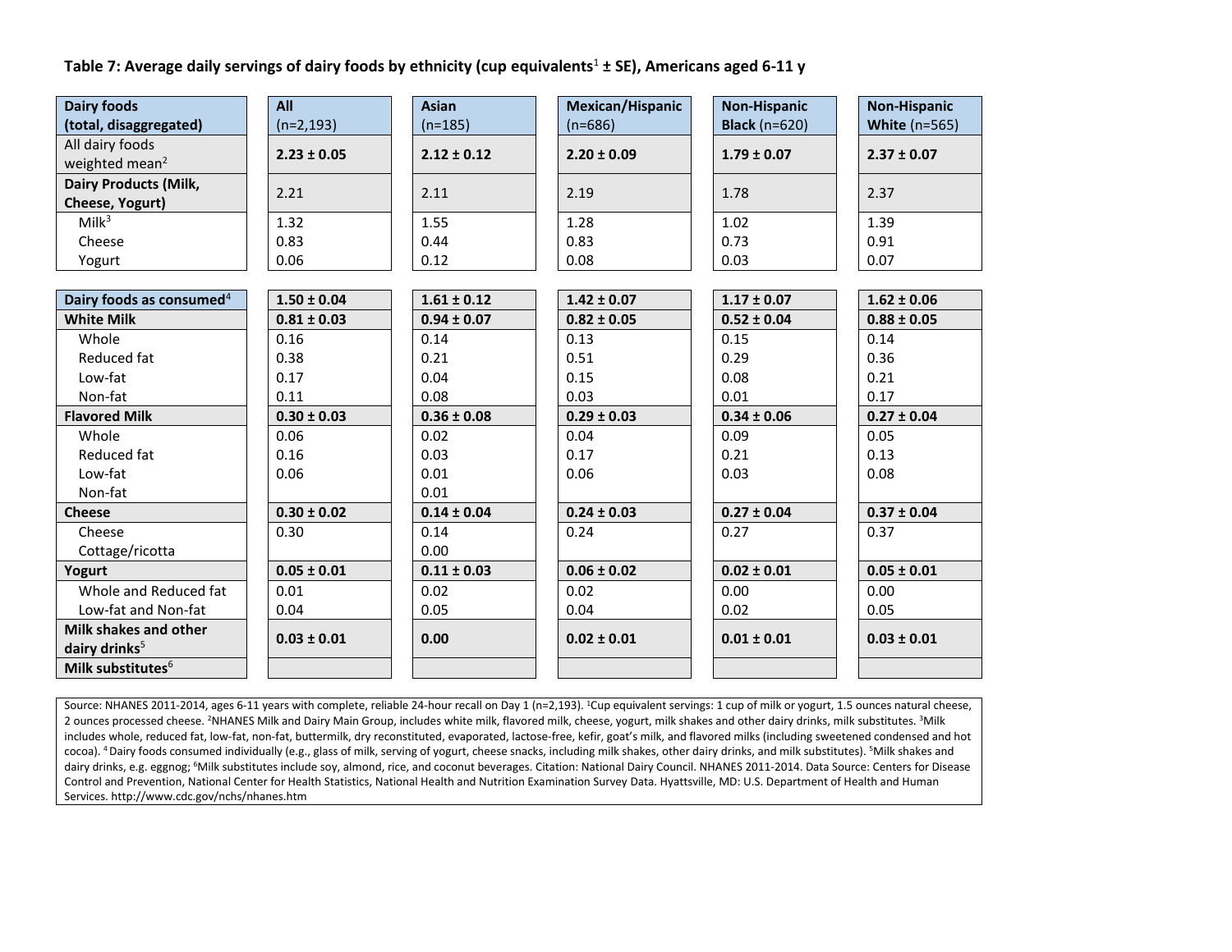**Table 7: Average daily servings of dairy foods by ethnicity (cup equivalents[1] ± SE), Americans aged 6-11 y**

| Dairy foods (total, disaggregated) | All (n=2,193) | Asian (n=185) | Mexican/Hispanic (n=686) | Non-Hispanic Black (n=620) | Non-Hispanic White (n=565) |
|---|---|---|---|---|---|
| All dairy foods weighted mean[2] | **2.23 ± 0.05** | **2.12 ± 0.12** | **2.20 ± 0.09** | **1.79 ± 0.07** | **2.37 ± 0.07** |
| **Dairy Products (Milk, Cheese, Yogurt)** | 2.21 | 2.11 | 2.19 | 1.78 | 2.37 |
| Milk[3] | 1.32 | 1.55 | 1.28 | 1.02 | 1.39 |
| Cheese | 0.83 | 0.44 | 0.83 | 0.73 | 0.91 |
| Yogurt | 0.06 | 0.12 | 0.08 | 0.03 | 0.07 |
| **Dairy foods as consumed[4]** | **1.50 ± 0.04** | **1.61 ± 0.12** | **1.42 ± 0.07** | **1.17 ± 0.07** | **1.62 ± 0.06** |
| **White Milk** | **0.81 ± 0.03** | **0.94 ± 0.07** | **0.82 ± 0.05** | **0.52 ± 0.04** | **0.88 ± 0.05** |
| Whole | 0.16 | 0.14 | 0.13 | 0.15 | 0.14 |
| Reduced fat | 0.38 | 0.21 | 0.51 | 0.29 | 0.36 |
| Low-fat | 0.17 | 0.04 | 0.15 | 0.08 | 0.21 |
| Non-fat | 0.11 | 0.08 | 0.03 | 0.01 | 0.17 |
| **Flavored Milk** | **0.30 ± 0.03** | **0.36 ± 0.08** | **0.29 ± 0.03** | **0.34 ± 0.06** | **0.27 ± 0.04** |
| Whole | 0.06 | 0.02 | 0.04 | 0.09 | 0.05 |
| Reduced fat | 0.16 | 0.03 | 0.17 | 0.21 | 0.13 |
| Low-fat | 0.06 | 0.01 | 0.06 | 0.03 | 0.08 |
| Non-fat | | 0.01 | | | |
| **Cheese** | **0.30 ± 0.02** | **0.14 ± 0.04** | **0.24 ± 0.03** | **0.27 ± 0.04** | **0.37 ± 0.04** |
| Cheese | 0.30 | 0.14 | 0.24 | 0.27 | 0.37 |
| Cottage/ricotta | | 0.00 | | | |
| **Yogurt** | **0.05 ± 0.01** | **0.11 ± 0.03** | **0.06 ± 0.02** | **0.02 ± 0.01** | **0.05 ± 0.01** |
| Whole and Reduced fat | 0.01 | 0.02 | 0.02 | 0.00 | 0.00 |
| Low-fat and Non-fat | 0.04 | 0.05 | 0.04 | 0.02 | 0.05 |
| **Milk shakes and other dairy drinks[5]** | **0.03 ± 0.01** | **0.00** | **0.02 ± 0.01** | **0.01 ± 0.01** | **0.03 ± 0.01** |
| **Milk substitutes[6]** | | | | | |

Source: NHANES 2011-2014, ages 6-11 years with complete, reliable 24-hour recall on Day 1 (n=2,193). [1]Cup equivalent servings: 1 cup of milk or yogurt, 1.5 ounces natural cheese, 2 ounces processed cheese. [2]NHANES Milk and Dairy Main Group, includes white milk, flavored milk, cheese, yogurt, milk shakes and other dairy drinks, milk substitutes. [3]Milk includes whole, reduced fat, low-fat, non-fat, buttermilk, dry reconstituted, evaporated, lactose-free, kefir, goat's milk, and flavored milks (including sweetened condensed and hot cocoa). [4]Dairy foods consumed individually (e.g., glass of milk, serving of yogurt, cheese snacks, including milk shakes, other dairy drinks, and milk substitutes). [5]Milk shakes and dairy drinks, e.g. eggnog; [6]Milk substitutes include soy, almond, rice, and coconut beverages. Citation: National Dairy Council. NHANES 2011-2014. Data Source: Centers for Disease Control and Prevention, National Center for Health Statistics, National Health and Nutrition Examination Survey Data. Hyattsville, MD: U.S. Department of Health and Human Services. http://www.cdc.gov/nchs/nhanes.htm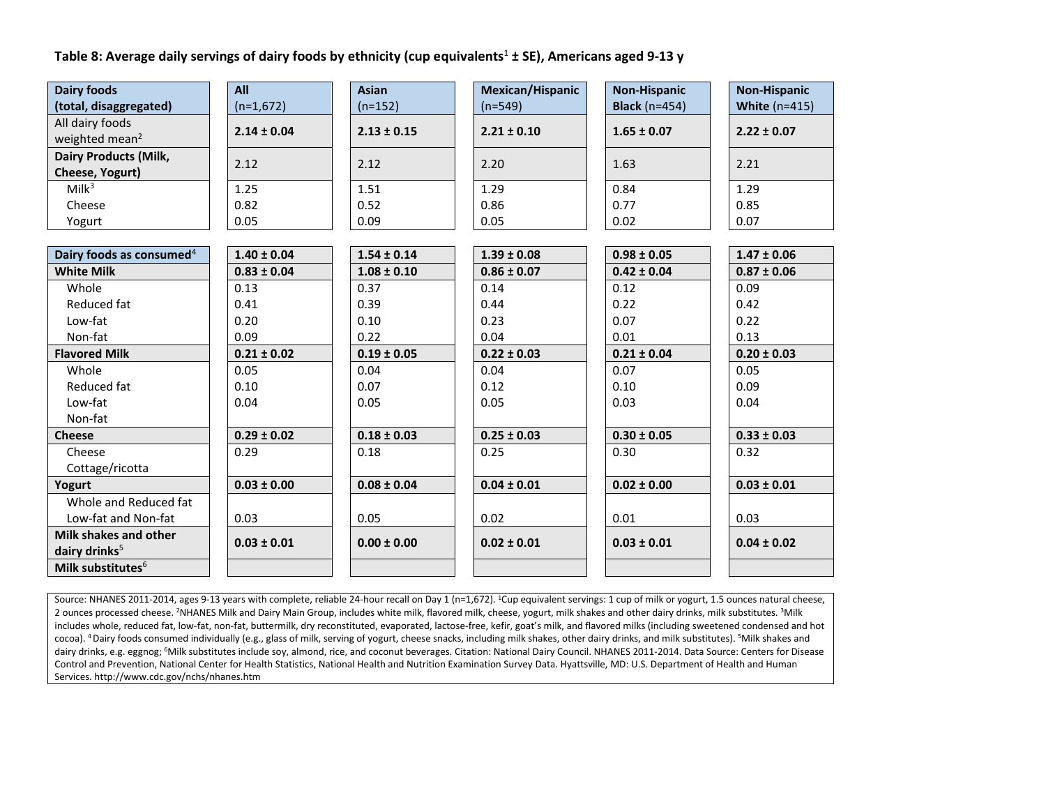**Table 8: Average daily servings of dairy foods by ethnicity (cup equivalents[1] ± SE), Americans aged 9-13 y**

| Dairy foods (total, disaggregated) | All (n=1,672) | Asian (n=152) | Mexican/Hispanic (n=549) | Non-Hispanic Black (n=454) | Non-Hispanic White (n=415) |
|---|---|---|---|---|---|
| All dairy foods weighted mean[2] | **2.14 ± 0.04** | **2.13 ± 0.15** | **2.21 ± 0.10** | **1.65 ± 0.07** | **2.22 ± 0.07** |
| **Dairy Products (Milk, Cheese, Yogurt)** | 2.12 | 2.12 | 2.20 | 1.63 | 2.21 |
| Milk[3] | 1.25 | 1.51 | 1.29 | 0.84 | 1.29 |
| Cheese | 0.82 | 0.52 | 0.86 | 0.77 | 0.85 |
| Yogurt | 0.05 | 0.09 | 0.05 | 0.02 | 0.07 |
| **Dairy foods as consumed[4]** | **1.40 ± 0.04** | **1.54 ± 0.14** | **1.39 ± 0.08** | **0.98 ± 0.05** | **1.47 ± 0.06** |
| **White Milk** | **0.83 ± 0.04** | **1.08 ± 0.10** | **0.86 ± 0.07** | **0.42 ± 0.04** | **0.87 ± 0.06** |
| Whole | 0.13 | 0.37 | 0.14 | 0.12 | 0.09 |
| Reduced fat | 0.41 | 0.39 | 0.44 | 0.22 | 0.42 |
| Low-fat | 0.20 | 0.10 | 0.23 | 0.07 | 0.22 |
| Non-fat | 0.09 | 0.22 | 0.04 | 0.01 | 0.13 |
| **Flavored Milk** | **0.21 ± 0.02** | **0.19 ± 0.05** | **0.22 ± 0.03** | **0.21 ± 0.04** | **0.20 ± 0.03** |
| Whole | 0.05 | 0.04 | 0.04 | 0.07 | 0.05 |
| Reduced fat | 0.10 | 0.07 | 0.12 | 0.10 | 0.09 |
| Low-fat | 0.04 | 0.05 | 0.05 | 0.03 | 0.04 |
| Non-fat | | | | | |
| **Cheese** | **0.29 ± 0.02** | **0.18 ± 0.03** | **0.25 ± 0.03** | **0.30 ± 0.05** | **0.33 ± 0.03** |
| Cheese | 0.29 | 0.18 | 0.25 | 0.30 | 0.32 |
| Cottage/ricotta | | | | | |
| **Yogurt** | **0.03 ± 0.00** | **0.08 ± 0.04** | **0.04 ± 0.01** | **0.02 ± 0.00** | **0.03 ± 0.01** |
| Whole and Reduced fat | | | | | |
| Low-fat and Non-fat | 0.03 | 0.05 | 0.02 | 0.01 | 0.03 |
| **Milk shakes and other dairy drinks[5]** | **0.03 ± 0.01** | **0.00 ± 0.00** | **0.02 ± 0.01** | **0.03 ± 0.01** | **0.04 ± 0.02** |
| **Milk substitutes[6]** | | | | | |

Source: NHANES 2011-2014, ages 9-13 years with complete, reliable 24-hour recall on Day 1 (n=1,672). [1]Cup equivalent servings: 1 cup of milk or yogurt, 1.5 ounces natural cheese, 2 ounces processed cheese. [2]NHANES Milk and Dairy Main Group, includes white milk, flavored milk, cheese, yogurt, milk shakes and other dairy drinks, milk substitutes. [3]Milk includes whole, reduced fat, low-fat, non-fat, buttermilk, dry reconstituted, evaporated, lactose-free, kefir, goat's milk, and flavored milks (including sweetened condensed and hot cocoa). [4] Dairy foods consumed individually (e.g., glass of milk, serving of yogurt, cheese snacks, including milk shakes, other dairy drinks, and milk substitutes). [5]Milk shakes and dairy drinks, e.g. eggnog; [6]Milk substitutes include soy, almond, rice, and coconut beverages. Citation: National Dairy Council. NHANES 2011-2014. Data Source: Centers for Disease Control and Prevention, National Center for Health Statistics, National Health and Nutrition Examination Survey Data. Hyattsville, MD: U.S. Department of Health and Human Services. http://www.cdc.gov/nchs/nhanes.htm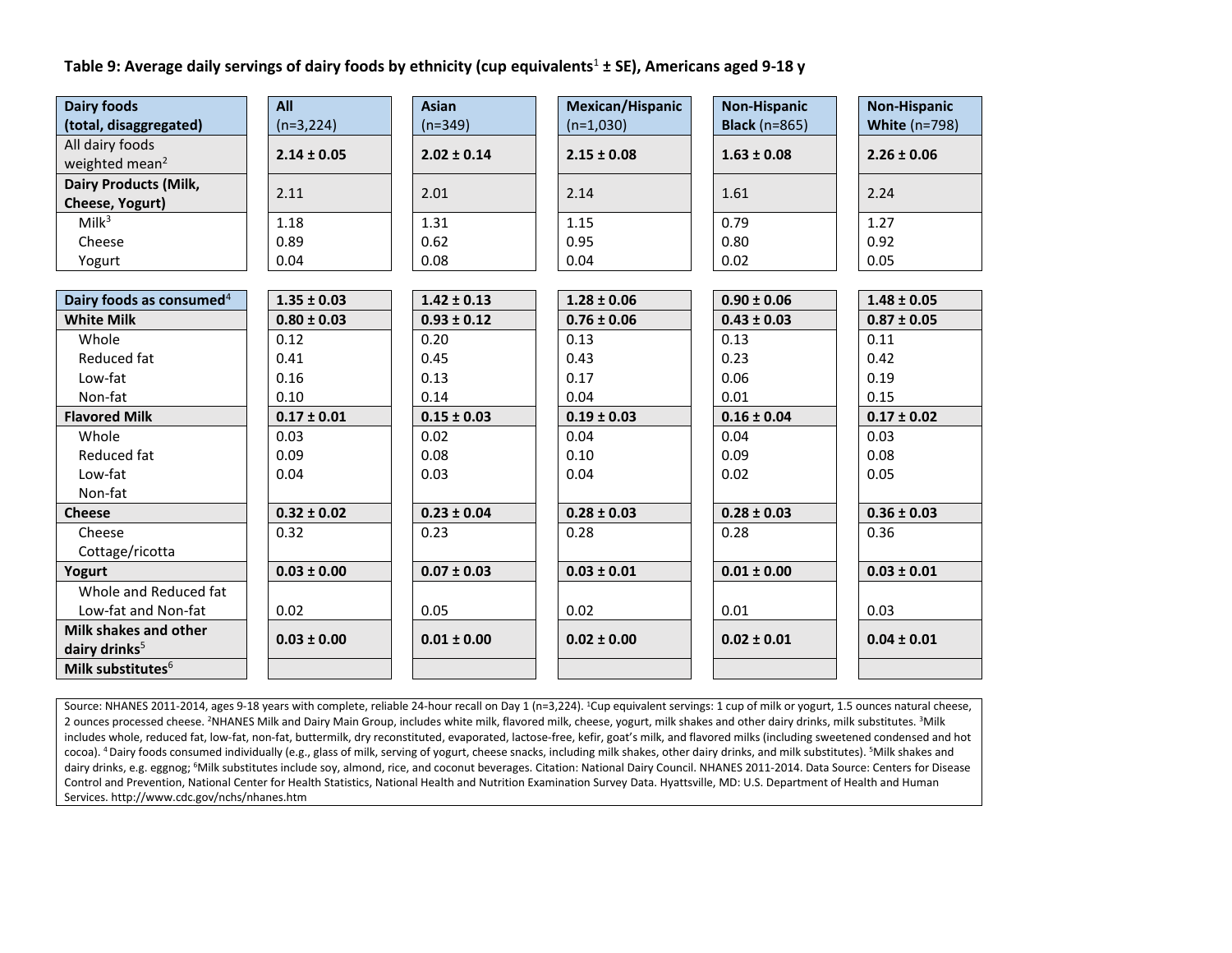**Table 9: Average daily servings of dairy foods by ethnicity (cup equivalents[1] ± SE), Americans aged 9-18 y**

| Dairy foods (total, disaggregated) | All (n=3,224) | Asian (n=349) | Mexican/Hispanic (n=1,030) | Non-Hispanic Black (n=865) | Non-Hispanic White (n=798) |
|---|---|---|---|---|---|
| All dairy foods weighted mean[2] | **2.14 ± 0.05** | **2.02 ± 0.14** | **2.15 ± 0.08** | **1.63 ± 0.08** | **2.26 ± 0.06** |
| **Dairy Products (Milk, Cheese, Yogurt)** | 2.11 | 2.01 | 2.14 | 1.61 | 2.24 |
| Milk[3] | 1.18 | 1.31 | 1.15 | 0.79 | 1.27 |
| Cheese | 0.89 | 0.62 | 0.95 | 0.80 | 0.92 |
| Yogurt | 0.04 | 0.08 | 0.04 | 0.02 | 0.05 |
| **Dairy foods as consumed**[4] | **1.35 ± 0.03** | **1.42 ± 0.13** | **1.28 ± 0.06** | **0.90 ± 0.06** | **1.48 ± 0.05** |
| **White Milk** | **0.80 ± 0.03** | **0.93 ± 0.12** | **0.76 ± 0.06** | **0.43 ± 0.03** | **0.87 ± 0.05** |
| Whole | 0.12 | 0.20 | 0.13 | 0.13 | 0.11 |
| Reduced fat | 0.41 | 0.45 | 0.43 | 0.23 | 0.42 |
| Low-fat | 0.16 | 0.13 | 0.17 | 0.06 | 0.19 |
| Non-fat | 0.10 | 0.14 | 0.04 | 0.01 | 0.15 |
| **Flavored Milk** | **0.17 ± 0.01** | **0.15 ± 0.03** | **0.19 ± 0.03** | **0.16 ± 0.04** | **0.17 ± 0.02** |
| Whole | 0.03 | 0.02 | 0.04 | 0.04 | 0.03 |
| Reduced fat | 0.09 | 0.08 | 0.10 | 0.09 | 0.08 |
| Low-fat | 0.04 | 0.03 | 0.04 | 0.02 | 0.05 |
| Non-fat | | | | | |
| **Cheese** | **0.32 ± 0.02** | **0.23 ± 0.04** | **0.28 ± 0.03** | **0.28 ± 0.03** | **0.36 ± 0.03** |
| Cheese | 0.32 | 0.23 | 0.28 | 0.28 | 0.36 |
| Cottage/ricotta | | | | | |
| **Yogurt** | **0.03 ± 0.00** | **0.07 ± 0.03** | **0.03 ± 0.01** | **0.01 ± 0.00** | **0.03 ± 0.01** |
| Whole and Reduced fat | | | | | |
| Low-fat and Non-fat | 0.02 | 0.05 | 0.02 | 0.01 | 0.03 |
| **Milk shakes and other dairy drinks**[5] | **0.03 ± 0.00** | **0.01 ± 0.00** | **0.02 ± 0.00** | **0.02 ± 0.01** | **0.04 ± 0.01** |
| **Milk substitutes**[6] | | | | | |

Source: NHANES 2011-2014, ages 9-18 years with complete, reliable 24-hour recall on Day 1 (n=3,224). [1]Cup equivalent servings: 1 cup of milk or yogurt, 1.5 ounces natural cheese, 2 ounces processed cheese. [2]NHANES Milk and Dairy Main Group, includes white milk, flavored milk, cheese, yogurt, milk shakes and other dairy drinks, milk substitutes. [3]Milk includes whole, reduced fat, low-fat, non-fat, buttermilk, dry reconstituted, evaporated, lactose-free, kefir, goat's milk, and flavored milks (including sweetened condensed and hot cocoa). [4]Dairy foods consumed individually (e.g., glass of milk, serving of yogurt, cheese snacks, including milk shakes, other dairy drinks, and milk substitutes). [5]Milk shakes and dairy drinks, e.g. eggnog; [6]Milk substitutes include soy, almond, rice, and coconut beverages. Citation: National Dairy Council. NHANES 2011-2014. Data Source: Centers for Disease Control and Prevention, National Center for Health Statistics, National Health and Nutrition Examination Survey Data. Hyattsville, MD: U.S. Department of Health and Human Services. http://www.cdc.gov/nchs/nhanes.htm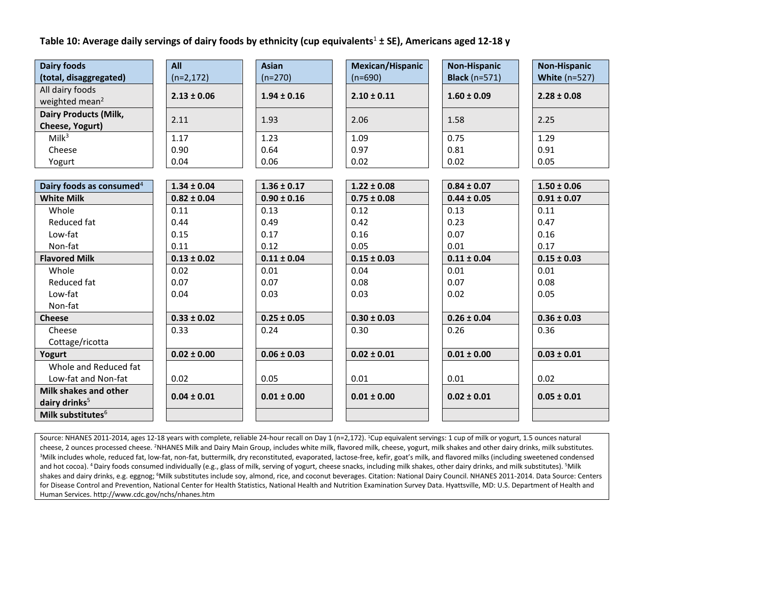**Table 10: Average daily servings of dairy foods by ethnicity (cup equivalents[1] ± SE), Americans aged 12-18 y**

| Dairy foods (total, disaggregated) | All (n=2,172) | Asian (n=270) | Mexican/Hispanic (n=690) | Non-Hispanic Black (n=571) | Non-Hispanic White (n=527) |
|---|---|---|---|---|---|
| All dairy foods weighted mean[2] | **2.13 ± 0.06** | **1.94 ± 0.16** | **2.10 ± 0.11** | **1.60 ± 0.09** | **2.28 ± 0.08** |
| **Dairy Products (Milk, Cheese, Yogurt)** | 2.11 | 1.93 | 2.06 | 1.58 | 2.25 |
| Milk[3] | 1.17 | 1.23 | 1.09 | 0.75 | 1.29 |
| Cheese | 0.90 | 0.64 | 0.97 | 0.81 | 0.91 |
| Yogurt | 0.04 | 0.06 | 0.02 | 0.02 | 0.05 |
| **Dairy foods as consumed[4]** | **1.34 ± 0.04** | **1.36 ± 0.17** | **1.22 ± 0.08** | **0.84 ± 0.07** | **1.50 ± 0.06** |
| **White Milk** | **0.82 ± 0.04** | **0.90 ± 0.16** | **0.75 ± 0.08** | **0.44 ± 0.05** | **0.91 ± 0.07** |
| Whole | 0.11 | 0.13 | 0.12 | 0.13 | 0.11 |
| Reduced fat | 0.44 | 0.49 | 0.42 | 0.23 | 0.47 |
| Low-fat | 0.15 | 0.17 | 0.16 | 0.07 | 0.16 |
| Non-fat | 0.11 | 0.12 | 0.05 | 0.01 | 0.17 |
| **Flavored Milk** | **0.13 ± 0.02** | **0.11 ± 0.04** | **0.15 ± 0.03** | **0.11 ± 0.04** | **0.15 ± 0.03** |
| Whole | 0.02 | 0.01 | 0.04 | 0.01 | 0.01 |
| Reduced fat | 0.07 | 0.07 | 0.08 | 0.07 | 0.08 |
| Low-fat | 0.04 | 0.03 | 0.03 | 0.02 | 0.05 |
| Non-fat | | | | | |
| **Cheese** | **0.33 ± 0.02** | **0.25 ± 0.05** | **0.30 ± 0.03** | **0.26 ± 0.04** | **0.36 ± 0.03** |
| Cheese | 0.33 | 0.24 | 0.30 | 0.26 | 0.36 |
| Cottage/ricotta | | | | | |
| **Yogurt** | **0.02 ± 0.00** | **0.06 ± 0.03** | **0.02 ± 0.01** | **0.01 ± 0.00** | **0.03 ± 0.01** |
| Whole and Reduced fat | | | | | |
| Low-fat and Non-fat | 0.02 | 0.05 | 0.01 | 0.01 | 0.02 |
| **Milk shakes and other dairy drinks[5]** | **0.04 ± 0.01** | **0.01 ± 0.00** | **0.01 ± 0.00** | **0.02 ± 0.01** | **0.05 ± 0.01** |
| **Milk substitutes[6]** | | | | | |

Source: NHANES 2011-2014, ages 12-18 years with complete, reliable 24-hour recall on Day 1 (n=2,172). [1]Cup equivalent servings: 1 cup of milk or yogurt, 1.5 ounces natural cheese, 2 ounces processed cheese. [2]NHANES Milk and Dairy Main Group, includes white milk, flavored milk, cheese, yogurt, milk shakes and other dairy drinks, milk substitutes. [3]Milk includes whole, reduced fat, low-fat, non-fat, buttermilk, dry reconstituted, evaporated, lactose-free, kefir, goat's milk, and flavored milks (including sweetened condensed and hot cocoa). [4] Dairy foods consumed individually (e.g., glass of milk, serving of yogurt, cheese snacks, including milk shakes, other dairy drinks, and milk substitutes). [5]Milk shakes and dairy drinks, e.g. eggnog; [6]Milk substitutes include soy, almond, rice, and coconut beverages. Citation: National Dairy Council. NHANES 2011-2014. Data Source: Centers for Disease Control and Prevention, National Center for Health Statistics, National Health and Nutrition Examination Survey Data. Hyattsville, MD: U.S. Department of Health and Human Services. http://www.cdc.gov/nchs/nhanes.htm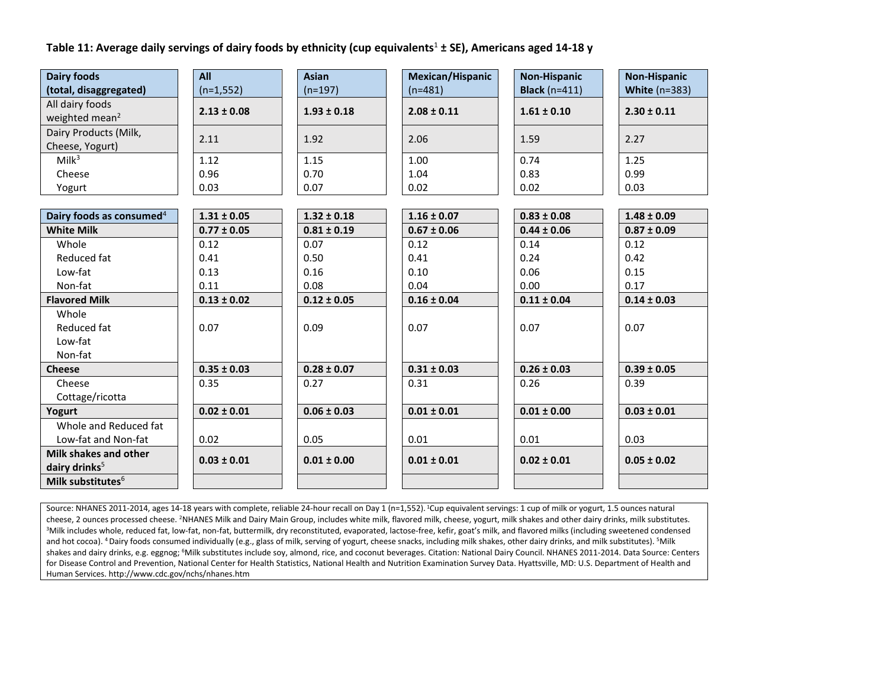**Table 11: Average daily servings of dairy foods by ethnicity (cup equivalents[1] ± SE), Americans aged 14-18 y**

| Dairy foods (total, disaggregated) | All (n=1,552) | Asian (n=197) | Mexican/Hispanic (n=481) | Non-Hispanic Black (n=411) | Non-Hispanic White (n=383) |
|---|---|---|---|---|---|
| All dairy foods weighted mean[2] | **2.13 ± 0.08** | **1.93 ± 0.18** | **2.08 ± 0.11** | **1.61 ± 0.10** | **2.30 ± 0.11** |
| Dairy Products (Milk, Cheese, Yogurt) | 2.11 | 1.92 | 2.06 | 1.59 | 2.27 |
| Milk[3] | 1.12 | 1.15 | 1.00 | 0.74 | 1.25 |
| Cheese | 0.96 | 0.70 | 1.04 | 0.83 | 0.99 |
| Yogurt | 0.03 | 0.07 | 0.02 | 0.02 | 0.03 |
| **Dairy foods as consumed[4]** | **1.31 ± 0.05** | **1.32 ± 0.18** | **1.16 ± 0.07** | **0.83 ± 0.08** | **1.48 ± 0.09** |
| **White Milk** | **0.77 ± 0.05** | **0.81 ± 0.19** | **0.67 ± 0.06** | **0.44 ± 0.06** | **0.87 ± 0.09** |
| Whole | 0.12 | 0.07 | 0.12 | 0.14 | 0.12 |
| Reduced fat | 0.41 | 0.50 | 0.41 | 0.24 | 0.42 |
| Low-fat | 0.13 | 0.16 | 0.10 | 0.06 | 0.15 |
| Non-fat | 0.11 | 0.08 | 0.04 | 0.00 | 0.17 |
| **Flavored Milk** | **0.13 ± 0.02** | **0.12 ± 0.05** | **0.16 ± 0.04** | **0.11 ± 0.04** | **0.14 ± 0.03** |
| Whole | | | | | |
| Reduced fat | 0.07 | 0.09 | 0.07 | 0.07 | 0.07 |
| Low-fat | | | | | |
| Non-fat | | | | | |
| **Cheese** | **0.35 ± 0.03** | **0.28 ± 0.07** | **0.31 ± 0.03** | **0.26 ± 0.03** | **0.39 ± 0.05** |
| Cheese | 0.35 | 0.27 | 0.31 | 0.26 | 0.39 |
| Cottage/ricotta | | | | | |
| **Yogurt** | **0.02 ± 0.01** | **0.06 ± 0.03** | **0.01 ± 0.01** | **0.01 ± 0.00** | **0.03 ± 0.01** |
| Whole and Reduced fat | | | | | |
| Low-fat and Non-fat | 0.02 | 0.05 | 0.01 | 0.01 | 0.03 |
| **Milk shakes and other dairy drinks[5]** | **0.03 ± 0.01** | **0.01 ± 0.00** | **0.01 ± 0.01** | **0.02 ± 0.01** | **0.05 ± 0.02** |
| **Milk substitutes[6]** | | | | | |

Source: NHANES 2011-2014, ages 14-18 years with complete, reliable 24-hour recall on Day 1 (n=1,552). [1]Cup equivalent servings: 1 cup of milk or yogurt, 1.5 ounces natural cheese, 2 ounces processed cheese. [2]NHANES Milk and Dairy Main Group, includes white milk, flavored milk, cheese, yogurt, milk shakes and other dairy drinks, milk substitutes. [3]Milk includes whole, reduced fat, low-fat, non-fat, buttermilk, dry reconstituted, evaporated, lactose-free, kefir, goat's milk, and flavored milks (including sweetened condensed and hot cocoa). [4]Dairy foods consumed individually (e.g., glass of milk, serving of yogurt, cheese snacks, including milk shakes, other dairy drinks, and milk substitutes). [5]Milk shakes and dairy drinks, e.g. eggnog; [6]Milk substitutes include soy, almond, rice, and coconut beverages. Citation: National Dairy Council. NHANES 2011-2014. Data Source: Centers for Disease Control and Prevention, National Center for Health Statistics, National Health and Nutrition Examination Survey Data. Hyattsville, MD: U.S. Department of Health and Human Services. http://www.cdc.gov/nchs/nhanes.htm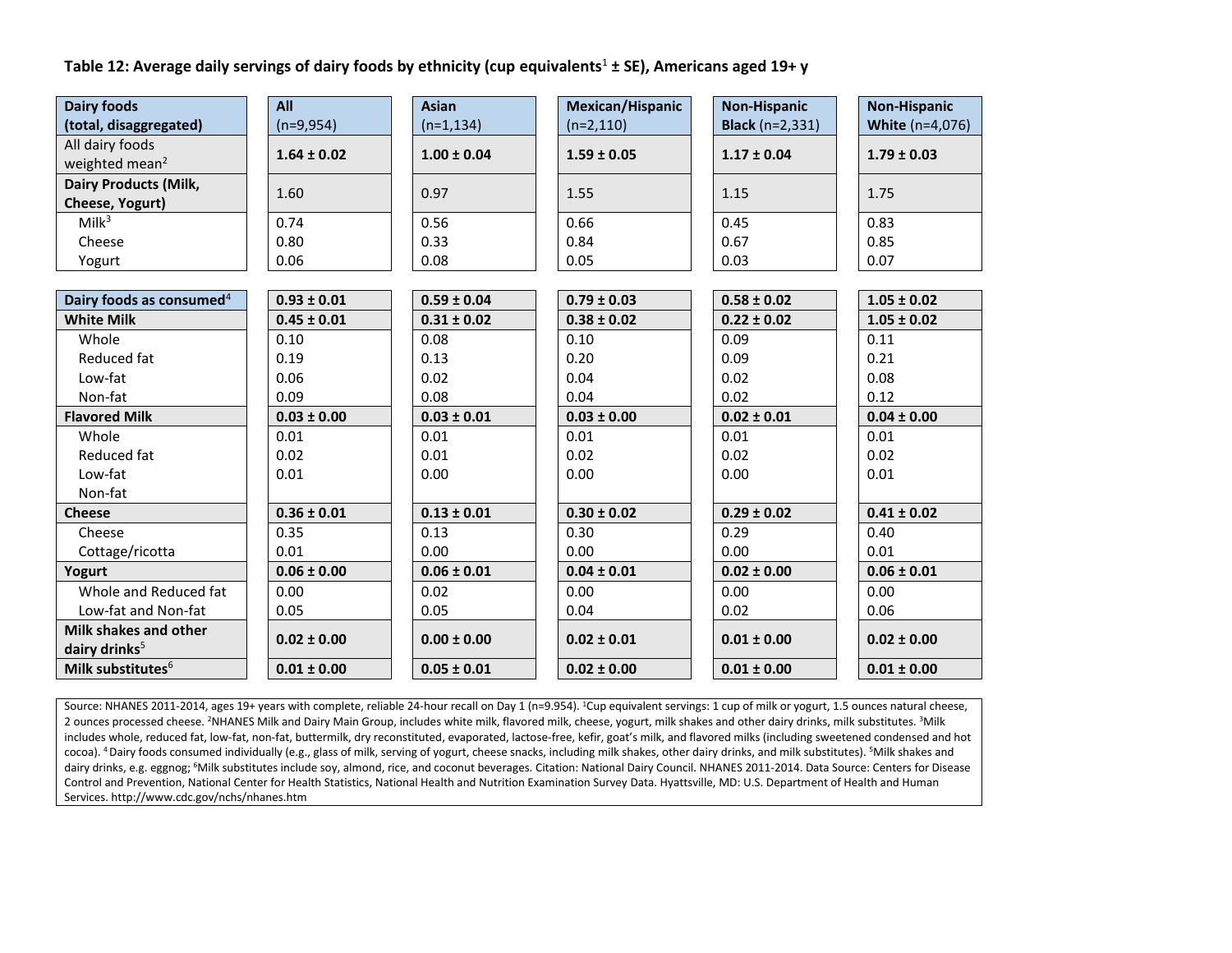**Table 12: Average daily servings of dairy foods by ethnicity (cup equivalents[1] ± SE), Americans aged 19+ y**

| Dairy foods (total, disaggregated) | All (n=9,954) | Asian (n=1,134) | Mexican/Hispanic (n=2,110) | Non-Hispanic Black (n=2,331) | Non-Hispanic White (n=4,076) |
|---|---|---|---|---|---|
| All dairy foods weighted mean[2] | **1.64 ± 0.02** | **1.00 ± 0.04** | **1.59 ± 0.05** | **1.17 ± 0.04** | **1.79 ± 0.03** |
| **Dairy Products (Milk, Cheese, Yogurt)** | 1.60 | 0.97 | 1.55 | 1.15 | 1.75 |
| Milk[3] | 0.74 | 0.56 | 0.66 | 0.45 | 0.83 |
| Cheese | 0.80 | 0.33 | 0.84 | 0.67 | 0.85 |
| Yogurt | 0.06 | 0.08 | 0.05 | 0.03 | 0.07 |
| **Dairy foods as consumed[4]** | **0.93 ± 0.01** | **0.59 ± 0.04** | **0.79 ± 0.03** | **0.58 ± 0.02** | **1.05 ± 0.02** |
| **White Milk** | **0.45 ± 0.01** | **0.31 ± 0.02** | **0.38 ± 0.02** | **0.22 ± 0.02** | **1.05 ± 0.02** |
| Whole | 0.10 | 0.08 | 0.10 | 0.09 | 0.11 |
| Reduced fat | 0.19 | 0.13 | 0.20 | 0.09 | 0.21 |
| Low-fat | 0.06 | 0.02 | 0.04 | 0.02 | 0.08 |
| Non-fat | 0.09 | 0.08 | 0.04 | 0.02 | 0.12 |
| **Flavored Milk** | **0.03 ± 0.00** | **0.03 ± 0.01** | **0.03 ± 0.00** | **0.02 ± 0.01** | **0.04 ± 0.00** |
| Whole | 0.01 | 0.01 | 0.01 | 0.01 | 0.01 |
| Reduced fat | 0.02 | 0.01 | 0.02 | 0.02 | 0.02 |
| Low-fat | 0.01 | 0.00 | 0.00 | 0.00 | 0.01 |
| Non-fat | | | | | |
| **Cheese** | **0.36 ± 0.01** | **0.13 ± 0.01** | **0.30 ± 0.02** | **0.29 ± 0.02** | **0.41 ± 0.02** |
| Cheese | 0.35 | 0.13 | 0.30 | 0.29 | 0.40 |
| Cottage/ricotta | 0.01 | 0.00 | 0.00 | 0.00 | 0.01 |
| **Yogurt** | **0.06 ± 0.00** | **0.06 ± 0.01** | **0.04 ± 0.01** | **0.02 ± 0.00** | **0.06 ± 0.01** |
| Whole and Reduced fat | 0.00 | 0.02 | 0.00 | 0.00 | 0.00 |
| Low-fat and Non-fat | 0.05 | 0.05 | 0.04 | 0.02 | 0.06 |
| **Milk shakes and other dairy drinks[5]** | **0.02 ± 0.00** | **0.00 ± 0.00** | **0.02 ± 0.01** | **0.01 ± 0.00** | **0.02 ± 0.00** |
| **Milk substitutes[6]** | **0.01 ± 0.00** | **0.05 ± 0.01** | **0.02 ± 0.00** | **0.01 ± 0.00** | **0.01 ± 0.00** |

Source: NHANES 2011-2014, ages 19+ years with complete, reliable 24-hour recall on Day 1 (n=9.954). [1]Cup equivalent servings: 1 cup of milk or yogurt, 1.5 ounces natural cheese, 2 ounces processed cheese. [2]NHANES Milk and Dairy Main Group, includes white milk, flavored milk, cheese, yogurt, milk shakes and other dairy drinks, milk substitutes. [3]Milk includes whole, reduced fat, low-fat, non-fat, buttermilk, dry reconstituted, evaporated, lactose-free, kefir, goat's milk, and flavored milks (including sweetened condensed and hot cocoa). [4] Dairy foods consumed individually (e.g., glass of milk, serving of yogurt, cheese snacks, including milk shakes, other dairy drinks, and milk substitutes). [5]Milk shakes and dairy drinks, e.g. eggnog; [6]Milk substitutes include soy, almond, rice, and coconut beverages. Citation: National Dairy Council. NHANES 2011-2014. Data Source: Centers for Disease Control and Prevention, National Center for Health Statistics, National Health and Nutrition Examination Survey Data. Hyattsville, MD: U.S. Department of Health and Human Services. http://www.cdc.gov/nchs/nhanes.htm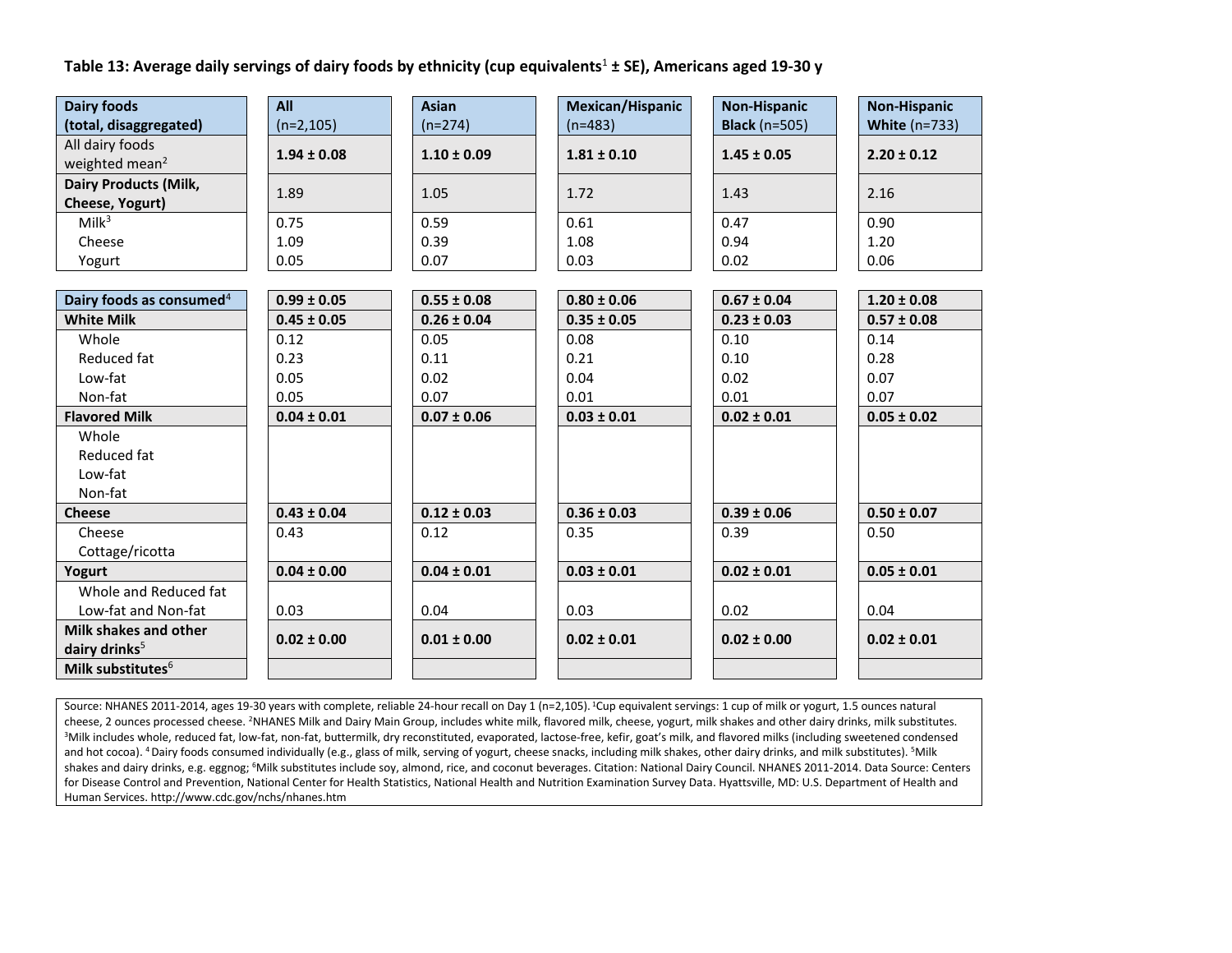**Table 13: Average daily servings of dairy foods by ethnicity (cup equivalents[1] ± SE), Americans aged 19-30 y**

| Dairy foods (total, disaggregated) | All (n=2,105) | Asian (n=274) | Mexican/Hispanic (n=483) | Non-Hispanic Black (n=505) | Non-Hispanic White (n=733) |
|---|---|---|---|---|---|
| All dairy foods weighted mean[2] | **1.94 ± 0.08** | **1.10 ± 0.09** | **1.81 ± 0.10** | **1.45 ± 0.05** | **2.20 ± 0.12** |
| **Dairy Products (Milk, Cheese, Yogurt)** | 1.89 | 1.05 | 1.72 | 1.43 | 2.16 |
| Milk[3] | 0.75 | 0.59 | 0.61 | 0.47 | 0.90 |
| Cheese | 1.09 | 0.39 | 1.08 | 0.94 | 1.20 |
| Yogurt | 0.05 | 0.07 | 0.03 | 0.02 | 0.06 |
| **Dairy foods as consumed[4]** | **0.99 ± 0.05** | **0.55 ± 0.08** | **0.80 ± 0.06** | **0.67 ± 0.04** | **1.20 ± 0.08** |
| **White Milk** | **0.45 ± 0.05** | **0.26 ± 0.04** | **0.35 ± 0.05** | **0.23 ± 0.03** | **0.57 ± 0.08** |
| Whole | 0.12 | 0.05 | 0.08 | 0.10 | 0.14 |
| Reduced fat | 0.23 | 0.11 | 0.21 | 0.10 | 0.28 |
| Low-fat | 0.05 | 0.02 | 0.04 | 0.02 | 0.07 |
| Non-fat | 0.05 | 0.07 | 0.01 | 0.01 | 0.07 |
| **Flavored Milk** | **0.04 ± 0.01** | **0.07 ± 0.06** | **0.03 ± 0.01** | **0.02 ± 0.01** | **0.05 ± 0.02** |
| Whole | | | | | |
| Reduced fat | | | | | |
| Low-fat | | | | | |
| Non-fat | | | | | |
| **Cheese** | **0.43 ± 0.04** | **0.12 ± 0.03** | **0.36 ± 0.03** | **0.39 ± 0.06** | **0.50 ± 0.07** |
| Cheese | 0.43 | 0.12 | 0.35 | 0.39 | 0.50 |
| Cottage/ricotta | | | | | |
| **Yogurt** | **0.04 ± 0.00** | **0.04 ± 0.01** | **0.03 ± 0.01** | **0.02 ± 0.01** | **0.05 ± 0.01** |
| Whole and Reduced fat | | | | | |
| Low-fat and Non-fat | 0.03 | 0.04 | 0.03 | 0.02 | 0.04 |
| **Milk shakes and other dairy drinks[5]** | **0.02 ± 0.00** | **0.01 ± 0.00** | **0.02 ± 0.01** | **0.02 ± 0.00** | **0.02 ± 0.01** |
| **Milk substitutes[6]** | | | | | |

Source: NHANES 2011-2014, ages 19-30 years with complete, reliable 24-hour recall on Day 1 (n=2,105). [1]Cup equivalent servings: 1 cup of milk or yogurt, 1.5 ounces natural cheese, 2 ounces processed cheese. [2]NHANES Milk and Dairy Main Group, includes white milk, flavored milk, cheese, yogurt, milk shakes and other dairy drinks, milk substitutes. [3]Milk includes whole, reduced fat, low-fat, non-fat, buttermilk, dry reconstituted, evaporated, lactose-free, kefir, goat's milk, and flavored milks (including sweetened condensed and hot cocoa). [4]Dairy foods consumed individually (e.g., glass of milk, serving of yogurt, cheese snacks, including milk shakes, other dairy drinks, and milk substitutes). [5]Milk shakes and dairy drinks, e.g. eggnog; [6]Milk substitutes include soy, almond, rice, and coconut beverages. Citation: National Dairy Council. NHANES 2011-2014. Data Source: Centers for Disease Control and Prevention, National Center for Health Statistics, National Health and Nutrition Examination Survey Data. Hyattsville, MD: U.S. Department of Health and Human Services. http://www.cdc.gov/nchs/nhanes.htm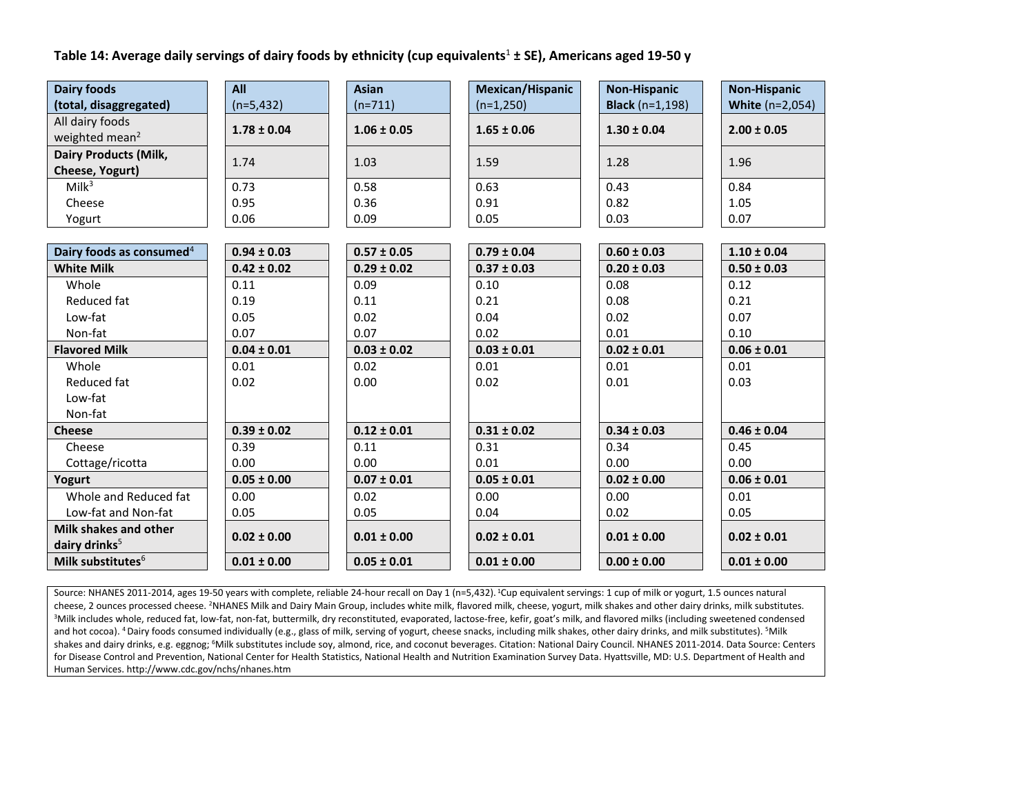**Table 14: Average daily servings of dairy foods by ethnicity (cup equivalents[1] ± SE), Americans aged 19-50 y**

| Dairy foods (total, disaggregated) | All (n=5,432) | Asian (n=711) | Mexican/Hispanic (n=1,250) | Non-Hispanic Black (n=1,198) | Non-Hispanic White (n=2,054) |
|---|---|---|---|---|---|
| All dairy foods weighted mean[2] | **1.78 ± 0.04** | **1.06 ± 0.05** | **1.65 ± 0.06** | **1.30 ± 0.04** | **2.00 ± 0.05** |
| **Dairy Products (Milk, Cheese, Yogurt)** | 1.74 | 1.03 | 1.59 | 1.28 | 1.96 |
| Milk[3] | 0.73 | 0.58 | 0.63 | 0.43 | 0.84 |
| Cheese | 0.95 | 0.36 | 0.91 | 0.82 | 1.05 |
| Yogurt | 0.06 | 0.09 | 0.05 | 0.03 | 0.07 |
| **Dairy foods as consumed[4]** | **0.94 ± 0.03** | **0.57 ± 0.05** | **0.79 ± 0.04** | **0.60 ± 0.03** | **1.10 ± 0.04** |
| **White Milk** | **0.42 ± 0.02** | **0.29 ± 0.02** | **0.37 ± 0.03** | **0.20 ± 0.03** | **0.50 ± 0.03** |
| Whole | 0.11 | 0.09 | 0.10 | 0.08 | 0.12 |
| Reduced fat | 0.19 | 0.11 | 0.21 | 0.08 | 0.21 |
| Low-fat | 0.05 | 0.02 | 0.04 | 0.02 | 0.07 |
| Non-fat | 0.07 | 0.07 | 0.02 | 0.01 | 0.10 |
| **Flavored Milk** | **0.04 ± 0.01** | **0.03 ± 0.02** | **0.03 ± 0.01** | **0.02 ± 0.01** | **0.06 ± 0.01** |
| Whole | 0.01 | 0.02 | 0.01 | 0.01 | 0.01 |
| Reduced fat | 0.02 | 0.00 | 0.02 | 0.01 | 0.03 |
| Low-fat | | | | | |
| Non-fat | | | | | |
| **Cheese** | **0.39 ± 0.02** | **0.12 ± 0.01** | **0.31 ± 0.02** | **0.34 ± 0.03** | **0.46 ± 0.04** |
| Cheese | 0.39 | 0.11 | 0.31 | 0.34 | 0.45 |
| Cottage/ricotta | 0.00 | 0.00 | 0.01 | 0.00 | 0.00 |
| **Yogurt** | **0.05 ± 0.00** | **0.07 ± 0.01** | **0.05 ± 0.01** | **0.02 ± 0.00** | **0.06 ± 0.01** |
| Whole and Reduced fat | 0.00 | 0.02 | 0.00 | 0.00 | 0.01 |
| Low-fat and Non-fat | 0.05 | 0.05 | 0.04 | 0.02 | 0.05 |
| **Milk shakes and other dairy drinks[5]** | **0.02 ± 0.00** | **0.01 ± 0.00** | **0.02 ± 0.01** | **0.01 ± 0.00** | **0.02 ± 0.01** |
| **Milk substitutes[6]** | **0.01 ± 0.00** | **0.05 ± 0.01** | **0.01 ± 0.00** | **0.00 ± 0.00** | **0.01 ± 0.00** |

Source: NHANES 2011-2014, ages 19-50 years with complete, reliable 24-hour recall on Day 1 (n=5,432). [1]Cup equivalent servings: 1 cup of milk or yogurt, 1.5 ounces natural cheese, 2 ounces processed cheese. [2]NHANES Milk and Dairy Main Group, includes white milk, flavored milk, cheese, yogurt, milk shakes and other dairy drinks, milk substitutes. [3]Milk includes whole, reduced fat, low-fat, non-fat, buttermilk, dry reconstituted, evaporated, lactose-free, kefir, goat's milk, and flavored milks (including sweetened condensed and hot cocoa). [4]Dairy foods consumed individually (e.g., glass of milk, serving of yogurt, cheese snacks, including milk shakes, other dairy drinks, and milk substitutes). [5]Milk shakes and dairy drinks, e.g. eggnog; [6]Milk substitutes include soy, almond, rice, and coconut beverages. Citation: National Dairy Council. NHANES 2011-2014. Data Source: Centers for Disease Control and Prevention, National Center for Health Statistics, National Health and Nutrition Examination Survey Data. Hyattsville, MD: U.S. Department of Health and Human Services. http://www.cdc.gov/nchs/nhanes.htm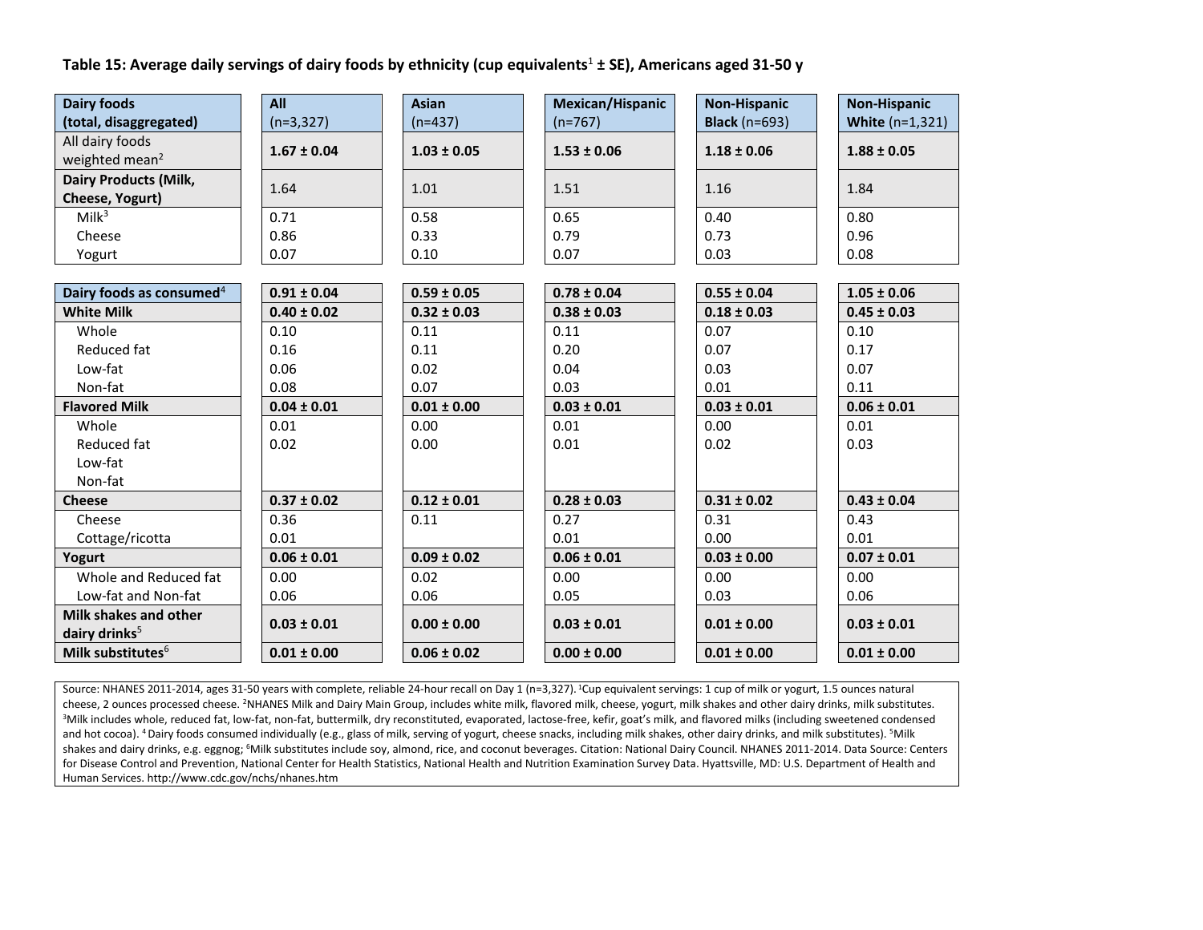**Table 15: Average daily servings of dairy foods by ethnicity (cup equivalents[1] ± SE), Americans aged 31-50 y**

| Dairy foods (total, disaggregated) | All (n=3,327) | Asian (n=437) | Mexican/Hispanic (n=767) | Non-Hispanic Black (n=693) | Non-Hispanic White (n=1,321) |
|---|---|---|---|---|---|
| All dairy foods weighted mean[2] | **1.67 ± 0.04** | **1.03 ± 0.05** | **1.53 ± 0.06** | **1.18 ± 0.06** | **1.88 ± 0.05** |
| **Dairy Products (Milk, Cheese, Yogurt)** | 1.64 | 1.01 | 1.51 | 1.16 | 1.84 |
| Milk[3] | 0.71 | 0.58 | 0.65 | 0.40 | 0.80 |
| Cheese | 0.86 | 0.33 | 0.79 | 0.73 | 0.96 |
| Yogurt | 0.07 | 0.10 | 0.07 | 0.03 | 0.08 |
| **Dairy foods as consumed[4]** | **0.91 ± 0.04** | **0.59 ± 0.05** | **0.78 ± 0.04** | **0.55 ± 0.04** | **1.05 ± 0.06** |
| **White Milk** | **0.40 ± 0.02** | **0.32 ± 0.03** | **0.38 ± 0.03** | **0.18 ± 0.03** | **0.45 ± 0.03** |
| Whole | 0.10 | 0.11 | 0.11 | 0.07 | 0.10 |
| Reduced fat | 0.16 | 0.11 | 0.20 | 0.07 | 0.17 |
| Low-fat | 0.06 | 0.02 | 0.04 | 0.03 | 0.07 |
| Non-fat | 0.08 | 0.07 | 0.03 | 0.01 | 0.11 |
| **Flavored Milk** | **0.04 ± 0.01** | **0.01 ± 0.00** | **0.03 ± 0.01** | **0.03 ± 0.01** | **0.06 ± 0.01** |
| Whole | 0.01 | 0.00 | 0.01 | 0.00 | 0.01 |
| Reduced fat | 0.02 | 0.00 | 0.01 | 0.02 | 0.03 |
| Low-fat | | | | | |
| Non-fat | | | | | |
| **Cheese** | **0.37 ± 0.02** | **0.12 ± 0.01** | **0.28 ± 0.03** | **0.31 ± 0.02** | **0.43 ± 0.04** |
| Cheese | 0.36 | 0.11 | 0.27 | 0.31 | 0.43 |
| Cottage/ricotta | 0.01 | | 0.01 | 0.00 | 0.01 |
| **Yogurt** | **0.06 ± 0.01** | **0.09 ± 0.02** | **0.06 ± 0.01** | **0.03 ± 0.00** | **0.07 ± 0.01** |
| Whole and Reduced fat | 0.00 | 0.02 | 0.00 | 0.00 | 0.00 |
| Low-fat and Non-fat | 0.06 | 0.06 | 0.05 | 0.03 | 0.06 |
| **Milk shakes and other dairy drinks[5]** | **0.03 ± 0.01** | **0.00 ± 0.00** | **0.03 ± 0.01** | **0.01 ± 0.00** | **0.03 ± 0.01** |
| **Milk substitutes[6]** | **0.01 ± 0.00** | **0.06 ± 0.02** | **0.00 ± 0.00** | **0.01 ± 0.00** | **0.01 ± 0.00** |

Source: NHANES 2011-2014, ages 31-50 years with complete, reliable 24-hour recall on Day 1 (n=3,327). [1]Cup equivalent servings: 1 cup of milk or yogurt, 1.5 ounces natural cheese, 2 ounces processed cheese. [2]NHANES Milk and Dairy Main Group, includes white milk, flavored milk, cheese, yogurt, milk shakes and other dairy drinks, milk substitutes. [3]Milk includes whole, reduced fat, low-fat, non-fat, buttermilk, dry reconstituted, evaporated, lactose-free, kefir, goat's milk, and flavored milks (including sweetened condensed and hot cocoa). [4] Dairy foods consumed individually (e.g., glass of milk, serving of yogurt, cheese snacks, including milk shakes, other dairy drinks, and milk substitutes). [5]Milk shakes and dairy drinks, e.g. eggnog; [6]Milk substitutes include soy, almond, rice, and coconut beverages. Citation: National Dairy Council. NHANES 2011-2014. Data Source: Centers for Disease Control and Prevention, National Center for Health Statistics, National Health and Nutrition Examination Survey Data. Hyattsville, MD: U.S. Department of Health and Human Services. http://www.cdc.gov/nchs/nhanes.htm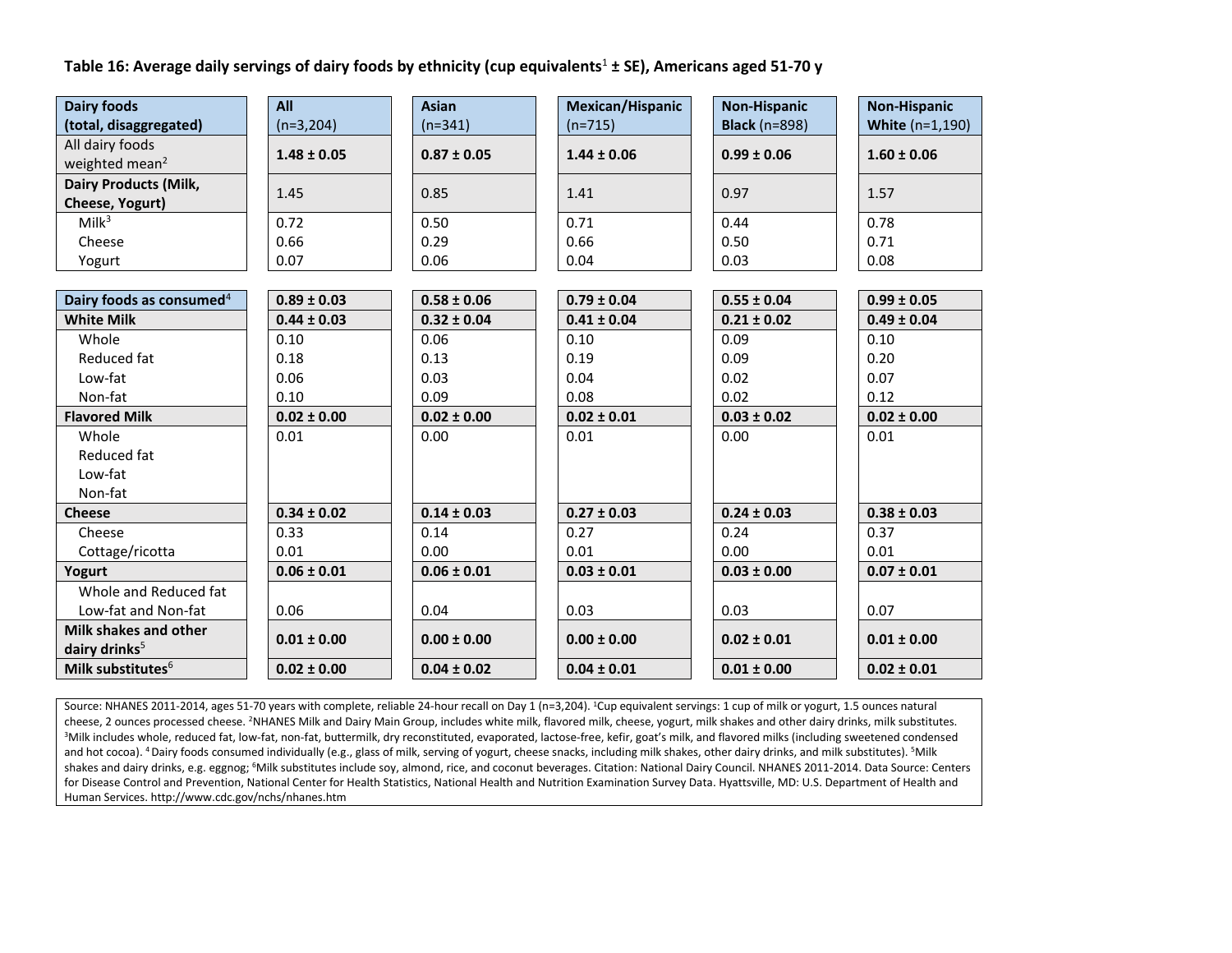**Table 16: Average daily servings of dairy foods by ethnicity (cup equivalents[1] ± SE), Americans aged 51-70 y**

| Dairy foods (total, disaggregated) | All (n=3,204) | Asian (n=341) | Mexican/Hispanic (n=715) | Non-Hispanic Black (n=898) | Non-Hispanic White (n=1,190) |
|---|---|---|---|---|---|
| All dairy foods weighted mean[2] | **1.48 ± 0.05** | **0.87 ± 0.05** | **1.44 ± 0.06** | **0.99 ± 0.06** | **1.60 ± 0.06** |
| **Dairy Products (Milk, Cheese, Yogurt)** | 1.45 | 0.85 | 1.41 | 0.97 | 1.57 |
| Milk[3] | 0.72 | 0.50 | 0.71 | 0.44 | 0.78 |
| Cheese | 0.66 | 0.29 | 0.66 | 0.50 | 0.71 |
| Yogurt | 0.07 | 0.06 | 0.04 | 0.03 | 0.08 |
| **Dairy foods as consumed[4]** | **0.89 ± 0.03** | **0.58 ± 0.06** | **0.79 ± 0.04** | **0.55 ± 0.04** | **0.99 ± 0.05** |
| **White Milk** | **0.44 ± 0.03** | **0.32 ± 0.04** | **0.41 ± 0.04** | **0.21 ± 0.02** | **0.49 ± 0.04** |
| Whole | 0.10 | 0.06 | 0.10 | 0.09 | 0.10 |
| Reduced fat | 0.18 | 0.13 | 0.19 | 0.09 | 0.20 |
| Low-fat | 0.06 | 0.03 | 0.04 | 0.02 | 0.07 |
| Non-fat | 0.10 | 0.09 | 0.08 | 0.02 | 0.12 |
| **Flavored Milk** | **0.02 ± 0.00** | **0.02 ± 0.00** | **0.02 ± 0.01** | **0.03 ± 0.02** | **0.02 ± 0.00** |
| Whole | 0.01 | 0.00 | 0.01 | 0.00 | 0.01 |
| Reduced fat | | | | | |
| Low-fat | | | | | |
| Non-fat | | | | | |
| **Cheese** | **0.34 ± 0.02** | **0.14 ± 0.03** | **0.27 ± 0.03** | **0.24 ± 0.03** | **0.38 ± 0.03** |
| Cheese | 0.33 | 0.14 | 0.27 | 0.24 | 0.37 |
| Cottage/ricotta | 0.01 | 0.00 | 0.01 | 0.00 | 0.01 |
| **Yogurt** | **0.06 ± 0.01** | **0.06 ± 0.01** | **0.03 ± 0.01** | **0.03 ± 0.00** | **0.07 ± 0.01** |
| Whole and Reduced fat | | | | | |
| Low-fat and Non-fat | 0.06 | 0.04 | 0.03 | 0.03 | 0.07 |
| **Milk shakes and other dairy drinks[5]** | **0.01 ± 0.00** | **0.00 ± 0.00** | **0.00 ± 0.00** | **0.02 ± 0.01** | **0.01 ± 0.00** |
| **Milk substitutes[6]** | **0.02 ± 0.00** | **0.04 ± 0.02** | **0.04 ± 0.01** | **0.01 ± 0.00** | **0.02 ± 0.01** |

Source: NHANES 2011-2014, ages 51-70 years with complete, reliable 24-hour recall on Day 1 (n=3,204). [1]Cup equivalent servings: 1 cup of milk or yogurt, 1.5 ounces natural cheese, 2 ounces processed cheese. [2]NHANES Milk and Dairy Main Group, includes white milk, flavored milk, cheese, yogurt, milk shakes and other dairy drinks, milk substitutes. [3]Milk includes whole, reduced fat, low-fat, non-fat, buttermilk, dry reconstituted, evaporated, lactose-free, kefir, goat's milk, and flavored milks (including sweetened condensed and hot cocoa). [4] Dairy foods consumed individually (e.g., glass of milk, serving of yogurt, cheese snacks, including milk shakes, other dairy drinks, and milk substitutes). [5]Milk shakes and dairy drinks, e.g. eggnog; [6]Milk substitutes include soy, almond, rice, and coconut beverages. Citation: National Dairy Council. NHANES 2011-2014. Data Source: Centers for Disease Control and Prevention, National Center for Health Statistics, National Health and Nutrition Examination Survey Data. Hyattsville, MD: U.S. Department of Health and Human Services. http://www.cdc.gov/nchs/nhanes.htm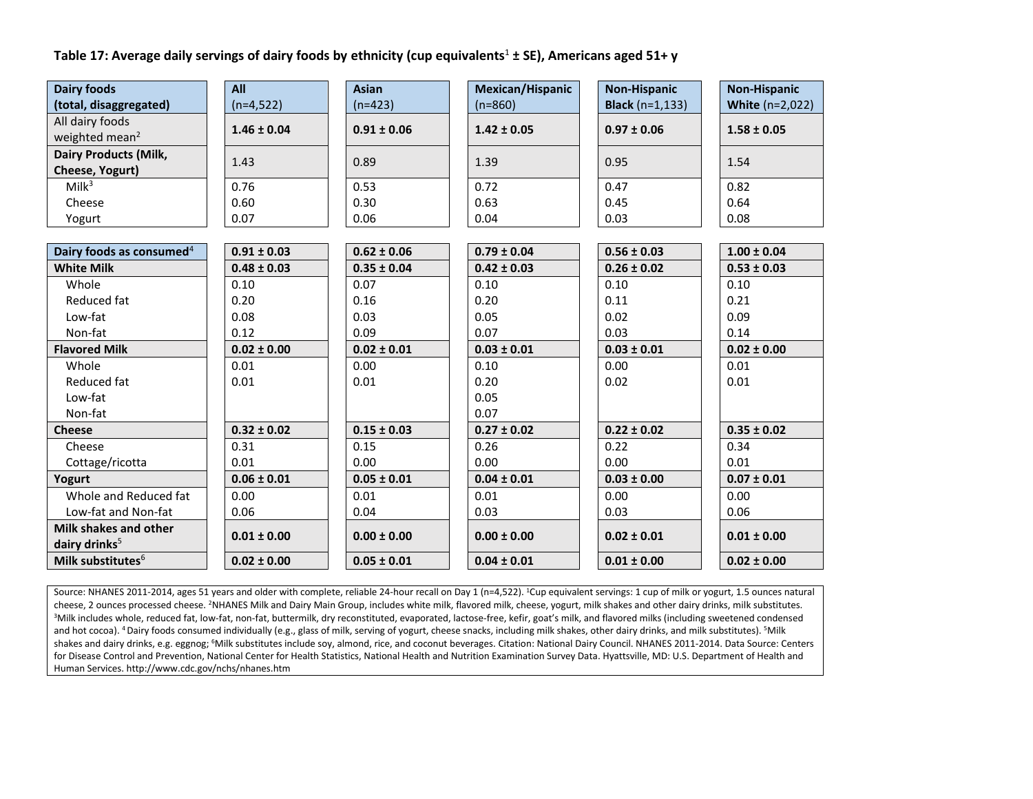**Table 17: Average daily servings of dairy foods by ethnicity (cup equivalents[1] ± SE), Americans aged 51+ y**

| Dairy foods (total, disaggregated) | All (n=4,522) | Asian (n=423) | Mexican/Hispanic (n=860) | Non-Hispanic Black (n=1,133) | Non-Hispanic White (n=2,022) |
|---|---|---|---|---|---|
| All dairy foods weighted mean[2] | **1.46 ± 0.04** | **0.91 ± 0.06** | **1.42 ± 0.05** | **0.97 ± 0.06** | **1.58 ± 0.05** |
| **Dairy Products (Milk, Cheese, Yogurt)** | 1.43 | 0.89 | 1.39 | 0.95 | 1.54 |
| Milk[3] | 0.76 | 0.53 | 0.72 | 0.47 | 0.82 |
| Cheese | 0.60 | 0.30 | 0.63 | 0.45 | 0.64 |
| Yogurt | 0.07 | 0.06 | 0.04 | 0.03 | 0.08 |
| **Dairy foods as consumed[4]** | **0.91 ± 0.03** | **0.62 ± 0.06** | **0.79 ± 0.04** | **0.56 ± 0.03** | **1.00 ± 0.04** |
| **White Milk** | **0.48 ± 0.03** | **0.35 ± 0.04** | **0.42 ± 0.03** | **0.26 ± 0.02** | **0.53 ± 0.03** |
| Whole | 0.10 | 0.07 | 0.10 | 0.10 | 0.10 |
| Reduced fat | 0.20 | 0.16 | 0.20 | 0.11 | 0.21 |
| Low-fat | 0.08 | 0.03 | 0.05 | 0.02 | 0.09 |
| Non-fat | 0.12 | 0.09 | 0.07 | 0.03 | 0.14 |
| **Flavored Milk** | **0.02 ± 0.00** | **0.02 ± 0.01** | **0.03 ± 0.01** | **0.03 ± 0.01** | **0.02 ± 0.00** |
| Whole | 0.01 | 0.00 | 0.10 | 0.00 | 0.01 |
| Reduced fat | 0.01 | 0.01 | 0.20 | 0.02 | 0.01 |
| Low-fat | | | 0.05 | | |
| Non-fat | | | 0.07 | | |
| **Cheese** | **0.32 ± 0.02** | **0.15 ± 0.03** | **0.27 ± 0.02** | **0.22 ± 0.02** | **0.35 ± 0.02** |
| Cheese | 0.31 | 0.15 | 0.26 | 0.22 | 0.34 |
| Cottage/ricotta | 0.01 | 0.00 | 0.00 | 0.00 | 0.01 |
| **Yogurt** | **0.06 ± 0.01** | **0.05 ± 0.01** | **0.04 ± 0.01** | **0.03 ± 0.00** | **0.07 ± 0.01** |
| Whole and Reduced fat | 0.00 | 0.01 | 0.01 | 0.00 | 0.00 |
| Low-fat and Non-fat | 0.06 | 0.04 | 0.03 | 0.03 | 0.06 |
| **Milk shakes and other dairy drinks[5]** | **0.01 ± 0.00** | **0.00 ± 0.00** | **0.00 ± 0.00** | **0.02 ± 0.01** | **0.01 ± 0.00** |
| **Milk substitutes[6]** | **0.02 ± 0.00** | **0.05 ± 0.01** | **0.04 ± 0.01** | **0.01 ± 0.00** | **0.02 ± 0.00** |

Source: NHANES 2011-2014, ages 51 years and older with complete, reliable 24-hour recall on Day 1 (n=4,522). [1]Cup equivalent servings: 1 cup of milk or yogurt, 1.5 ounces natural cheese, 2 ounces processed cheese. [2]NHANES Milk and Dairy Main Group, includes white milk, flavored milk, cheese, yogurt, milk shakes and other dairy drinks, milk substitutes. [3]Milk includes whole, reduced fat, low-fat, non-fat, buttermilk, dry reconstituted, evaporated, lactose-free, kefir, goat's milk, and flavored milks (including sweetened condensed and hot cocoa). [4] Dairy foods consumed individually (e.g., glass of milk, serving of yogurt, cheese snacks, including milk shakes, other dairy drinks, and milk substitutes). [5]Milk shakes and dairy drinks, e.g. eggnog; [6]Milk substitutes include soy, almond, rice, and coconut beverages. Citation: National Dairy Council. NHANES 2011-2014. Data Source: Centers for Disease Control and Prevention, National Center for Health Statistics, National Health and Nutrition Examination Survey Data. Hyattsville, MD: U.S. Department of Health and Human Services. http://www.cdc.gov/nchs/nhanes.htm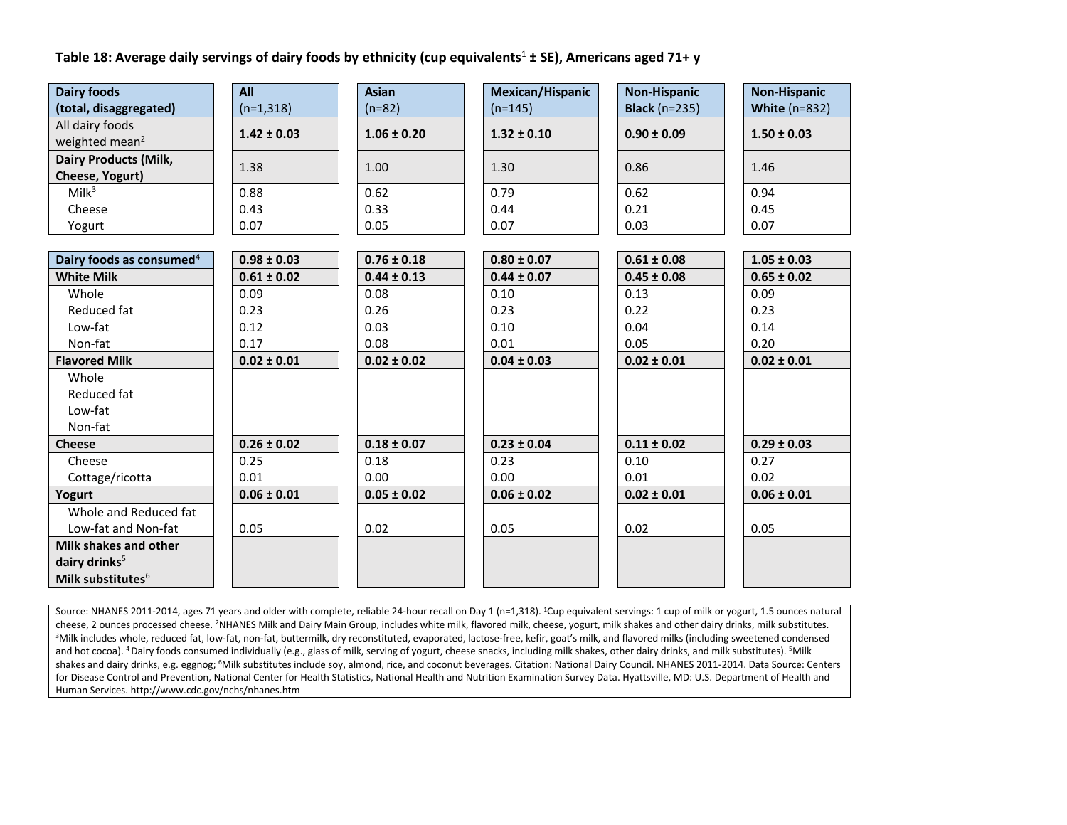**Table 18: Average daily servings of dairy foods by ethnicity (cup equivalents[1] ± SE), Americans aged 71+ y**

| Dairy foods (total, disaggregated) | All (n=1,318) | Asian (n=82) | Mexican/Hispanic (n=145) | Non-Hispanic Black (n=235) | Non-Hispanic White (n=832) |
|---|---|---|---|---|---|
| All dairy foods weighted mean[2] | **1.42 ± 0.03** | **1.06 ± 0.20** | **1.32 ± 0.10** | **0.90 ± 0.09** | **1.50 ± 0.03** |
| **Dairy Products (Milk, Cheese, Yogurt)** | 1.38 | 1.00 | 1.30 | 0.86 | 1.46 |
| Milk[3] | 0.88 | 0.62 | 0.79 | 0.62 | 0.94 |
| Cheese | 0.43 | 0.33 | 0.44 | 0.21 | 0.45 |
| Yogurt | 0.07 | 0.05 | 0.07 | 0.03 | 0.07 |
| **Dairy foods as consumed**[4] | **0.98 ± 0.03** | **0.76 ± 0.18** | **0.80 ± 0.07** | **0.61 ± 0.08** | **1.05 ± 0.03** |
| **White Milk** | **0.61 ± 0.02** | **0.44 ± 0.13** | **0.44 ± 0.07** | **0.45 ± 0.08** | **0.65 ± 0.02** |
| Whole | 0.09 | 0.08 | 0.10 | 0.13 | 0.09 |
| Reduced fat | 0.23 | 0.26 | 0.23 | 0.22 | 0.23 |
| Low-fat | 0.12 | 0.03 | 0.10 | 0.04 | 0.14 |
| Non-fat | 0.17 | 0.08 | 0.01 | 0.05 | 0.20 |
| **Flavored Milk** | **0.02 ± 0.01** | **0.02 ± 0.02** | **0.04 ± 0.03** | **0.02 ± 0.01** | **0.02 ± 0.01** |
| Whole | | | | | |
| Reduced fat | | | | | |
| Low-fat | | | | | |
| Non-fat | | | | | |
| **Cheese** | **0.26 ± 0.02** | **0.18 ± 0.07** | **0.23 ± 0.04** | **0.11 ± 0.02** | **0.29 ± 0.03** |
| Cheese | 0.25 | 0.18 | 0.23 | 0.10 | 0.27 |
| Cottage/ricotta | 0.01 | 0.00 | 0.00 | 0.01 | 0.02 |
| **Yogurt** | **0.06 ± 0.01** | **0.05 ± 0.02** | **0.06 ± 0.02** | **0.02 ± 0.01** | **0.06 ± 0.01** |
| Whole and Reduced fat | | | | | |
| Low-fat and Non-fat | 0.05 | 0.02 | 0.05 | 0.02 | 0.05 |
| **Milk shakes and other dairy drinks**[5] | | | | | |
| **Milk substitutes**[6] | | | | | |

Source: NHANES 2011-2014, ages 71 years and older with complete, reliable 24-hour recall on Day 1 (n=1,318). [1]Cup equivalent servings: 1 cup of milk or yogurt, 1.5 ounces natural cheese, 2 ounces processed cheese. [2]NHANES Milk and Dairy Main Group, includes white milk, flavored milk, cheese, yogurt, milk shakes and other dairy drinks, milk substitutes. [3]Milk includes whole, reduced fat, low-fat, non-fat, buttermilk, dry reconstituted, evaporated, lactose-free, kefir, goat's milk, and flavored milks (including sweetened condensed and hot cocoa). [4]Dairy foods consumed individually (e.g., glass of milk, serving of yogurt, cheese snacks, including milk shakes, other dairy drinks, and milk substitutes). [5]Milk shakes and dairy drinks, e.g. eggnog; [6]Milk substitutes include soy, almond, rice, and coconut beverages. Citation: National Dairy Council. NHANES 2011-2014. Data Source: Centers for Disease Control and Prevention, National Center for Health Statistics, National Health and Nutrition Examination Survey Data. Hyattsville, MD: U.S. Department of Health and Human Services. http://www.cdc.gov/nchs/nhanes.htm